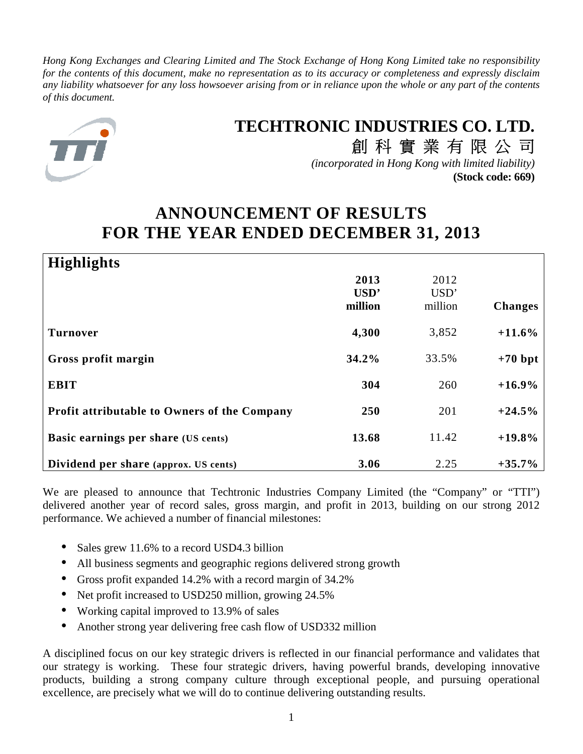*Hong Kong Exchanges and Clearing Limited and The Stock Exchange of Hong Kong Limited take no responsibility for the contents of this document, make no representation as to its accuracy or completeness and expressly disclaim any liability whatsoever for any loss howsoever arising from or in reliance upon the whole or any part of the contents of this document.*

# TECHTRONIC INDUSTRIES CO. LTD.

創 科 實 業 有 限 公 司

*(incorporated in Hong Kong with limited liability)*

**(Stock code: 669)**

# ANNOUNCEMENT OF RESULTS FOR THE YEAR ENDED DECEMBER 31, 2013

## Highlights

| | 2013 USD' million | 2012 USD' million | Changes |
|---|---|---|---|
| **Turnover** | **4,300** | 3,852 | **+11.6%** |
| **Gross profit margin** | **34.2%** | 33.5% | **+70 bpt** |
| **EBIT** | **304** | 260 | **+16.9%** |
| **Profit attributable to Owners of the Company** | **250** | 201 | **+24.5%** |
| **Basic earnings per share (US cents)** | **13.68** | 11.42 | **+19.8%** |
| **Dividend per share (approx. US cents)** | **3.06** | 2.25 | **+35.7%** |

We are pleased to announce that Techtronic Industries Company Limited (the "Company" or "TTI") delivered another year of record sales, gross margin, and profit in 2013, building on our strong 2012 performance. We achieved a number of financial milestones:

- Sales grew 11.6% to a record USD4.3 billion
- All business segments and geographic regions delivered strong growth
- Gross profit expanded 14.2% with a record margin of 34.2%
- Net profit increased to USD250 million, growing 24.5%
- Working capital improved to 13.9% of sales
- Another strong year delivering free cash flow of USD332 million

A disciplined focus on our key strategic drivers is reflected in our financial performance and validates that our strategy is working. These four strategic drivers, having powerful brands, developing innovative products, building a strong company culture through exceptional people, and pursuing operational excellence, are precisely what we will do to continue delivering outstanding results.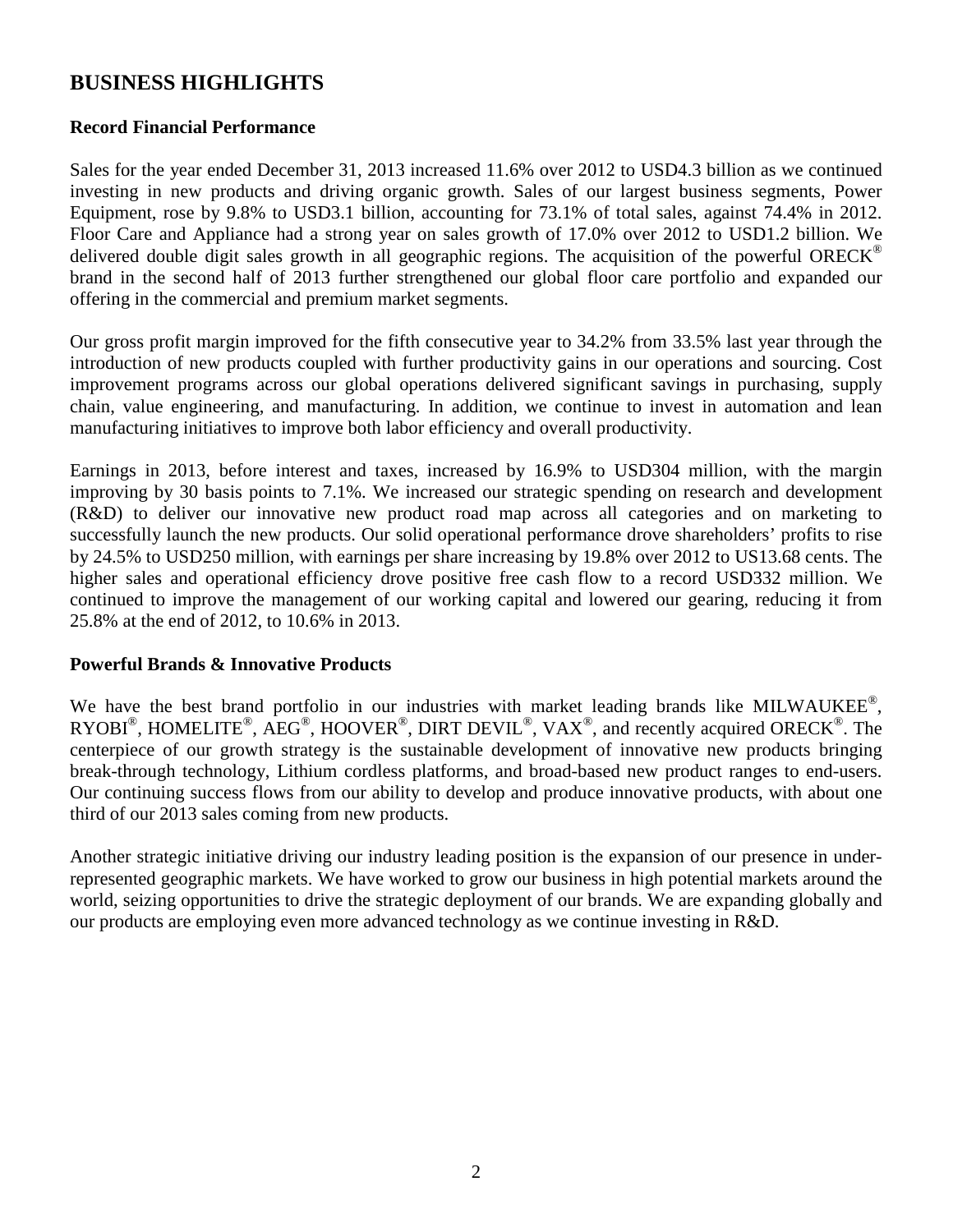# BUSINESS HIGHLIGHTS

### Record Financial Performance

Sales for the year ended December 31, 2013 increased 11.6% over 2012 to USD4.3 billion as we continued investing in new products and driving organic growth. Sales of our largest business segments, Power Equipment, rose by 9.8% to USD3.1 billion, accounting for 73.1% of total sales, against 74.4% in 2012. Floor Care and Appliance had a strong year on sales growth of 17.0% over 2012 to USD1.2 billion. We delivered double digit sales growth in all geographic regions. The acquisition of the powerful ORECK® brand in the second half of 2013 further strengthened our global floor care portfolio and expanded our offering in the commercial and premium market segments.

Our gross profit margin improved for the fifth consecutive year to 34.2% from 33.5% last year through the introduction of new products coupled with further productivity gains in our operations and sourcing. Cost improvement programs across our global operations delivered significant savings in purchasing, supply chain, value engineering, and manufacturing. In addition, we continue to invest in automation and lean manufacturing initiatives to improve both labor efficiency and overall productivity.

Earnings in 2013, before interest and taxes, increased by 16.9% to USD304 million, with the margin improving by 30 basis points to 7.1%. We increased our strategic spending on research and development (R&D) to deliver our innovative new product road map across all categories and on marketing to successfully launch the new products. Our solid operational performance drove shareholders' profits to rise by 24.5% to USD250 million, with earnings per share increasing by 19.8% over 2012 to US13.68 cents. The higher sales and operational efficiency drove positive free cash flow to a record USD332 million. We continued to improve the management of our working capital and lowered our gearing, reducing it from 25.8% at the end of 2012, to 10.6% in 2013.

### Powerful Brands & Innovative Products

We have the best brand portfolio in our industries with market leading brands like MILWAUKEE®, RYOBI®, HOMELITE®, AEG®, HOOVER®, DIRT DEVIL®, VAX®, and recently acquired ORECK®. The centerpiece of our growth strategy is the sustainable development of innovative new products bringing break-through technology, Lithium cordless platforms, and broad-based new product ranges to end-users. Our continuing success flows from our ability to develop and produce innovative products, with about one third of our 2013 sales coming from new products.

Another strategic initiative driving our industry leading position is the expansion of our presence in under-represented geographic markets. We have worked to grow our business in high potential markets around the world, seizing opportunities to drive the strategic deployment of our brands. We are expanding globally and our products are employing even more advanced technology as we continue investing in R&D.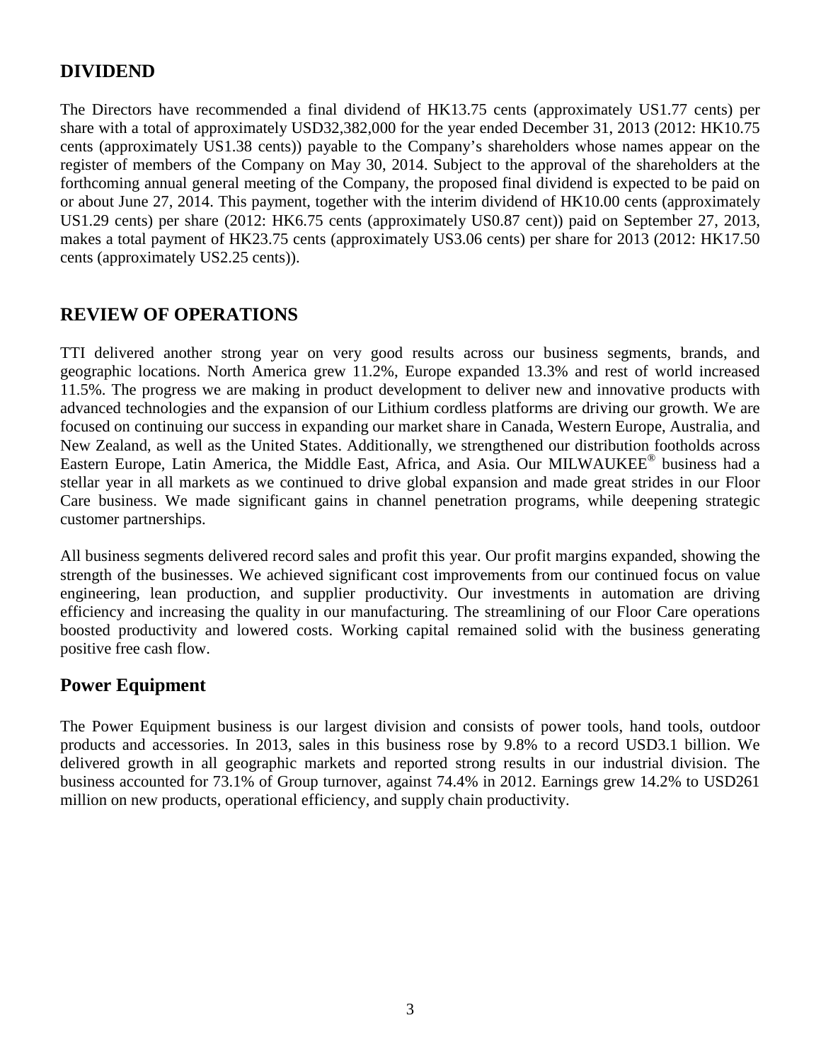## DIVIDEND

The Directors have recommended a final dividend of HK13.75 cents (approximately US1.77 cents) per share with a total of approximately USD32,382,000 for the year ended December 31, 2013 (2012: HK10.75 cents (approximately US1.38 cents)) payable to the Company's shareholders whose names appear on the register of members of the Company on May 30, 2014. Subject to the approval of the shareholders at the forthcoming annual general meeting of the Company, the proposed final dividend is expected to be paid on or about June 27, 2014. This payment, together with the interim dividend of HK10.00 cents (approximately US1.29 cents) per share (2012: HK6.75 cents (approximately US0.87 cent)) paid on September 27, 2013, makes a total payment of HK23.75 cents (approximately US3.06 cents) per share for 2013 (2012: HK17.50 cents (approximately US2.25 cents)).

## REVIEW OF OPERATIONS

TTI delivered another strong year on very good results across our business segments, brands, and geographic locations. North America grew 11.2%, Europe expanded 13.3% and rest of world increased 11.5%. The progress we are making in product development to deliver new and innovative products with advanced technologies and the expansion of our Lithium cordless platforms are driving our growth. We are focused on continuing our success in expanding our market share in Canada, Western Europe, Australia, and New Zealand, as well as the United States. Additionally, we strengthened our distribution footholds across Eastern Europe, Latin America, the Middle East, Africa, and Asia. Our MILWAUKEE® business had a stellar year in all markets as we continued to drive global expansion and made great strides in our Floor Care business. We made significant gains in channel penetration programs, while deepening strategic customer partnerships.

All business segments delivered record sales and profit this year. Our profit margins expanded, showing the strength of the businesses. We achieved significant cost improvements from our continued focus on value engineering, lean production, and supplier productivity. Our investments in automation are driving efficiency and increasing the quality in our manufacturing. The streamlining of our Floor Care operations boosted productivity and lowered costs. Working capital remained solid with the business generating positive free cash flow.

### Power Equipment

The Power Equipment business is our largest division and consists of power tools, hand tools, outdoor products and accessories. In 2013, sales in this business rose by 9.8% to a record USD3.1 billion. We delivered growth in all geographic markets and reported strong results in our industrial division. The business accounted for 73.1% of Group turnover, against 74.4% in 2012. Earnings grew 14.2% to USD261 million on new products, operational efficiency, and supply chain productivity.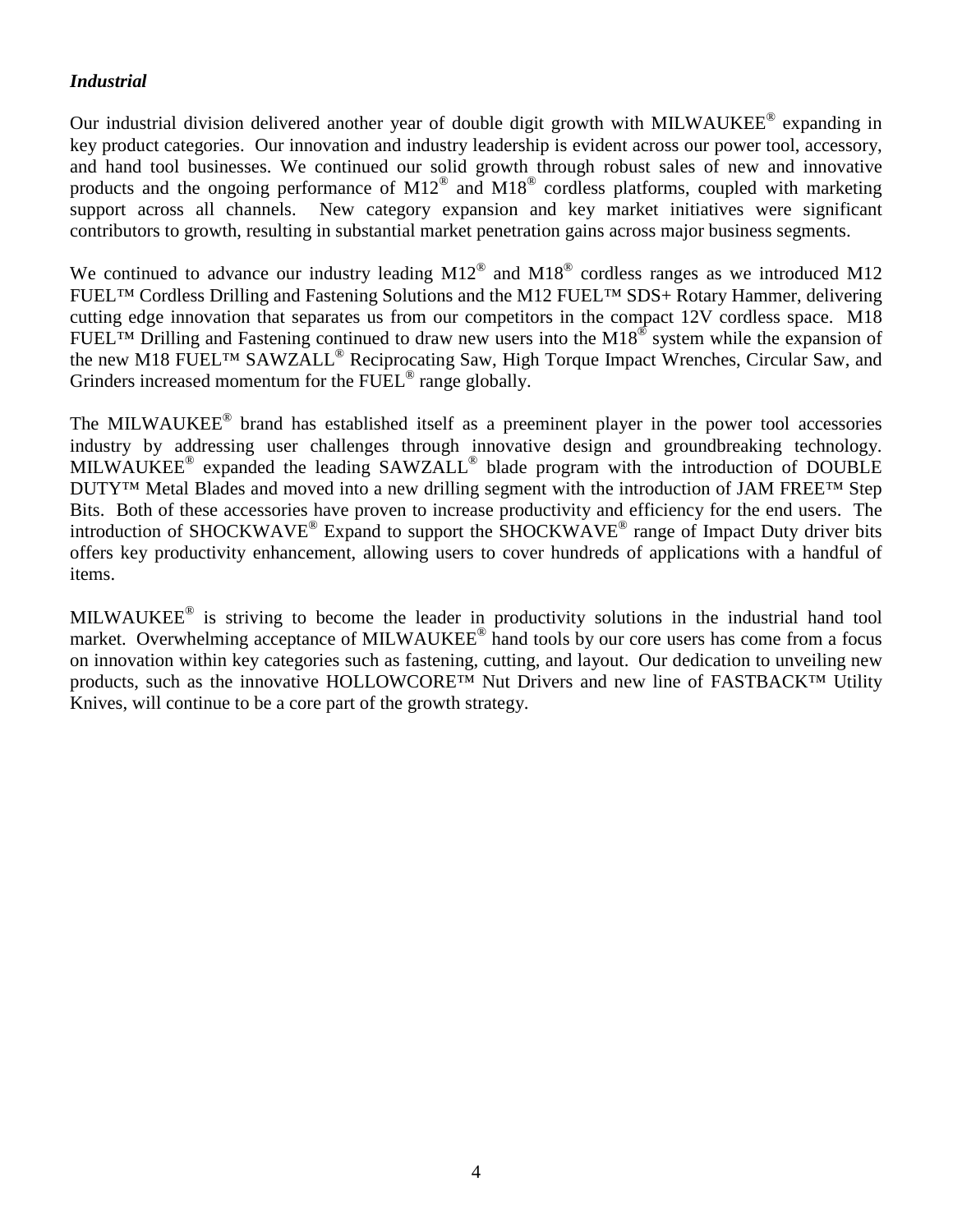***Industrial***

Our industrial division delivered another year of double digit growth with MILWAUKEE® expanding in key product categories. Our innovation and industry leadership is evident across our power tool, accessory, and hand tool businesses. We continued our solid growth through robust sales of new and innovative products and the ongoing performance of M12® and M18® cordless platforms, coupled with marketing support across all channels. New category expansion and key market initiatives were significant contributors to growth, resulting in substantial market penetration gains across major business segments.

We continued to advance our industry leading M12® and M18® cordless ranges as we introduced M12 FUEL™ Cordless Drilling and Fastening Solutions and the M12 FUEL™ SDS+ Rotary Hammer, delivering cutting edge innovation that separates us from our competitors in the compact 12V cordless space. M18 FUEL™ Drilling and Fastening continued to draw new users into the M18® system while the expansion of the new M18 FUEL™ SAWZALL® Reciprocating Saw, High Torque Impact Wrenches, Circular Saw, and Grinders increased momentum for the FUEL® range globally.

The MILWAUKEE® brand has established itself as a preeminent player in the power tool accessories industry by addressing user challenges through innovative design and groundbreaking technology. MILWAUKEE® expanded the leading SAWZALL® blade program with the introduction of DOUBLE DUTY™ Metal Blades and moved into a new drilling segment with the introduction of JAM FREE™ Step Bits. Both of these accessories have proven to increase productivity and efficiency for the end users. The introduction of SHOCKWAVE® Expand to support the SHOCKWAVE® range of Impact Duty driver bits offers key productivity enhancement, allowing users to cover hundreds of applications with a handful of items.

MILWAUKEE® is striving to become the leader in productivity solutions in the industrial hand tool market. Overwhelming acceptance of MILWAUKEE® hand tools by our core users has come from a focus on innovation within key categories such as fastening, cutting, and layout. Our dedication to unveiling new products, such as the innovative HOLLOWCORE™ Nut Drivers and new line of FASTBACK™ Utility Knives, will continue to be a core part of the growth strategy.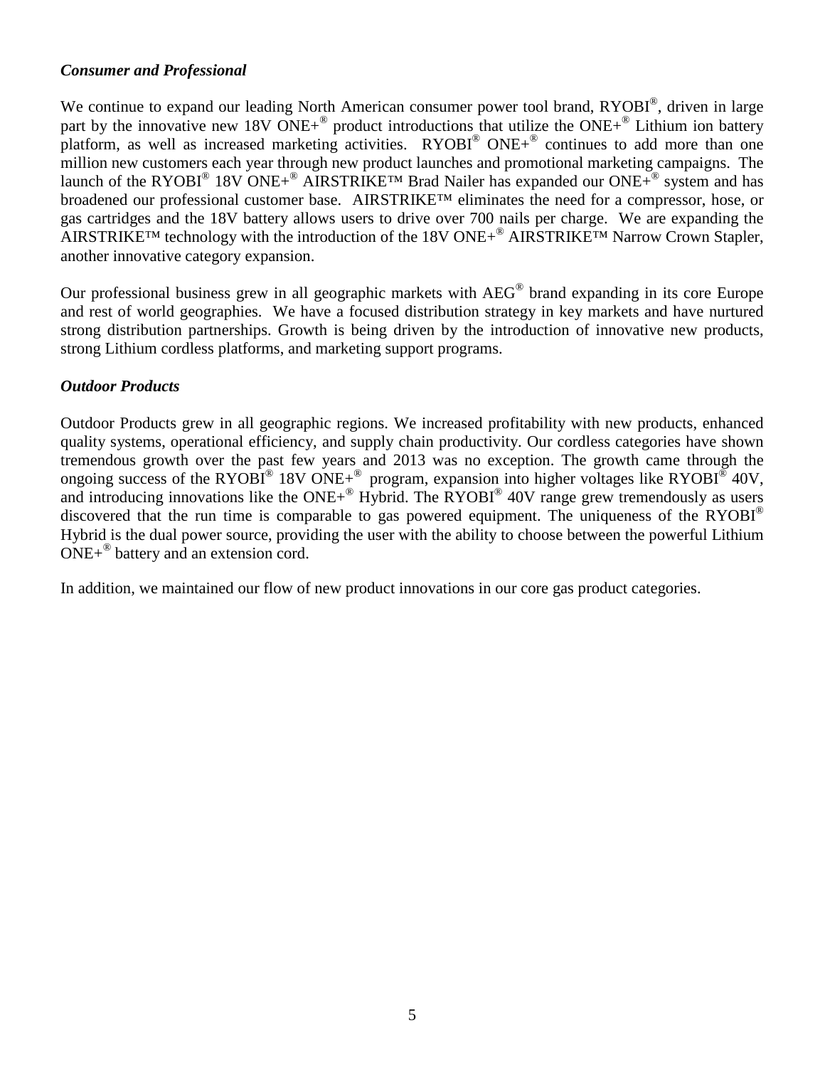### *Consumer and Professional*

We continue to expand our leading North American consumer power tool brand, RYOBI®, driven in large part by the innovative new 18V ONE+® product introductions that utilize the ONE+® Lithium ion battery platform, as well as increased marketing activities. RYOBI® ONE+® continues to add more than one million new customers each year through new product launches and promotional marketing campaigns. The launch of the RYOBI® 18V ONE+® AIRSTRIKE™ Brad Nailer has expanded our ONE+® system and has broadened our professional customer base. AIRSTRIKE™ eliminates the need for a compressor, hose, or gas cartridges and the 18V battery allows users to drive over 700 nails per charge. We are expanding the AIRSTRIKE™ technology with the introduction of the 18V ONE+® AIRSTRIKE™ Narrow Crown Stapler, another innovative category expansion.

Our professional business grew in all geographic markets with AEG® brand expanding in its core Europe and rest of world geographies. We have a focused distribution strategy in key markets and have nurtured strong distribution partnerships. Growth is being driven by the introduction of innovative new products, strong Lithium cordless platforms, and marketing support programs.

### *Outdoor Products*

Outdoor Products grew in all geographic regions. We increased profitability with new products, enhanced quality systems, operational efficiency, and supply chain productivity. Our cordless categories have shown tremendous growth over the past few years and 2013 was no exception. The growth came through the ongoing success of the RYOBI® 18V ONE+® program, expansion into higher voltages like RYOBI® 40V, and introducing innovations like the ONE+® Hybrid. The RYOBI® 40V range grew tremendously as users discovered that the run time is comparable to gas powered equipment. The uniqueness of the RYOBI® Hybrid is the dual power source, providing the user with the ability to choose between the powerful Lithium ONE+® battery and an extension cord.

In addition, we maintained our flow of new product innovations in our core gas product categories.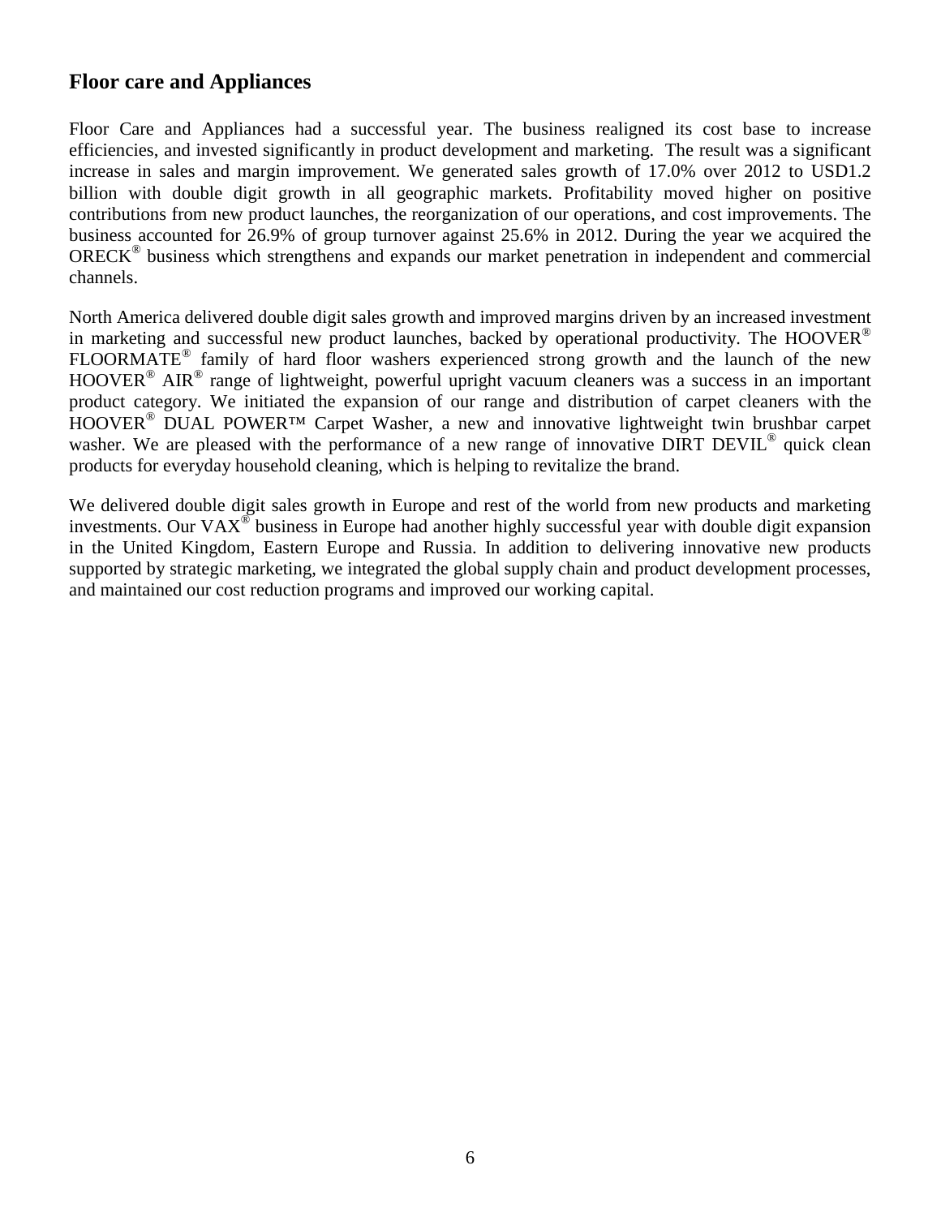## Floor care and Appliances

Floor Care and Appliances had a successful year. The business realigned its cost base to increase efficiencies, and invested significantly in product development and marketing. The result was a significant increase in sales and margin improvement. We generated sales growth of 17.0% over 2012 to USD1.2 billion with double digit growth in all geographic markets. Profitability moved higher on positive contributions from new product launches, the reorganization of our operations, and cost improvements. The business accounted for 26.9% of group turnover against 25.6% in 2012. During the year we acquired the ORECK® business which strengthens and expands our market penetration in independent and commercial channels.

North America delivered double digit sales growth and improved margins driven by an increased investment in marketing and successful new product launches, backed by operational productivity. The HOOVER® FLOORMATE® family of hard floor washers experienced strong growth and the launch of the new HOOVER® AIR® range of lightweight, powerful upright vacuum cleaners was a success in an important product category. We initiated the expansion of our range and distribution of carpet cleaners with the HOOVER® DUAL POWER™ Carpet Washer, a new and innovative lightweight twin brushbar carpet washer. We are pleased with the performance of a new range of innovative DIRT DEVIL® quick clean products for everyday household cleaning, which is helping to revitalize the brand.

We delivered double digit sales growth in Europe and rest of the world from new products and marketing investments. Our VAX® business in Europe had another highly successful year with double digit expansion in the United Kingdom, Eastern Europe and Russia. In addition to delivering innovative new products supported by strategic marketing, we integrated the global supply chain and product development processes, and maintained our cost reduction programs and improved our working capital.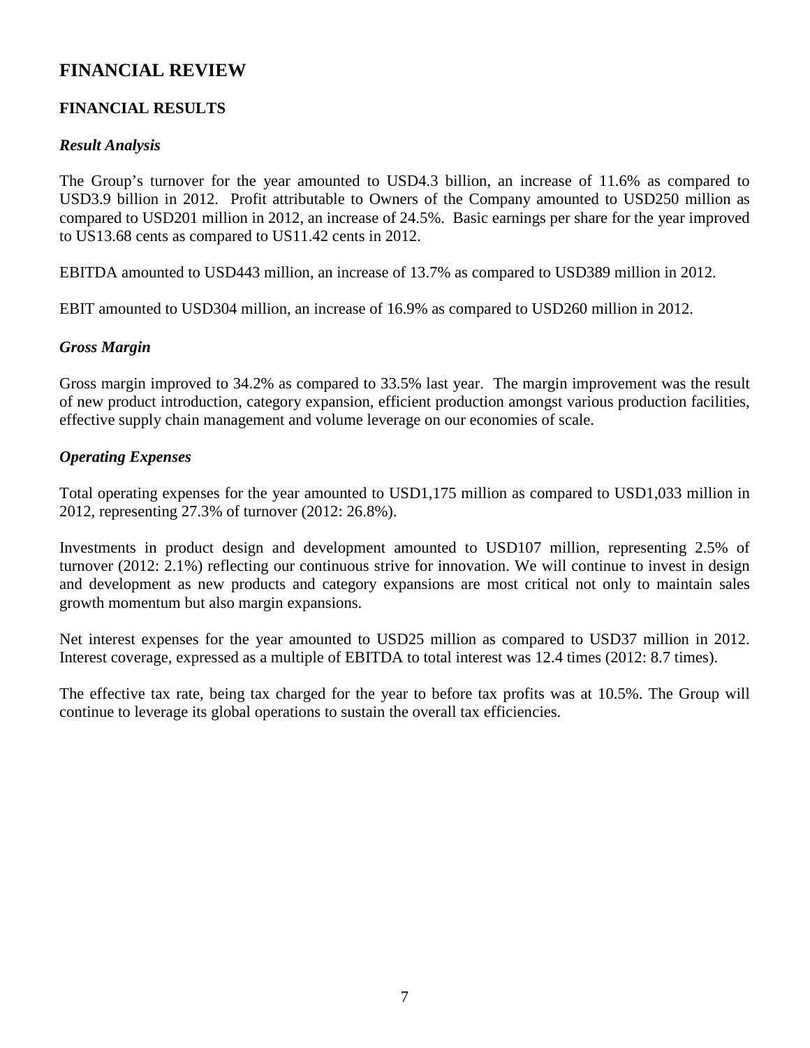# FINANCIAL REVIEW

## FINANCIAL RESULTS

### *Result Analysis*

The Group's turnover for the year amounted to USD4.3 billion, an increase of 11.6% as compared to USD3.9 billion in 2012. Profit attributable to Owners of the Company amounted to USD250 million as compared to USD201 million in 2012, an increase of 24.5%. Basic earnings per share for the year improved to US13.68 cents as compared to US11.42 cents in 2012.

EBITDA amounted to USD443 million, an increase of 13.7% as compared to USD389 million in 2012.

EBIT amounted to USD304 million, an increase of 16.9% as compared to USD260 million in 2012.

### *Gross Margin*

Gross margin improved to 34.2% as compared to 33.5% last year. The margin improvement was the result of new product introduction, category expansion, efficient production amongst various production facilities, effective supply chain management and volume leverage on our economies of scale.

### *Operating Expenses*

Total operating expenses for the year amounted to USD1,175 million as compared to USD1,033 million in 2012, representing 27.3% of turnover (2012: 26.8%).

Investments in product design and development amounted to USD107 million, representing 2.5% of turnover (2012: 2.1%) reflecting our continuous strive for innovation. We will continue to invest in design and development as new products and category expansions are most critical not only to maintain sales growth momentum but also margin expansions.

Net interest expenses for the year amounted to USD25 million as compared to USD37 million in 2012. Interest coverage, expressed as a multiple of EBITDA to total interest was 12.4 times (2012: 8.7 times).

The effective tax rate, being tax charged for the year to before tax profits was at 10.5%. The Group will continue to leverage its global operations to sustain the overall tax efficiencies.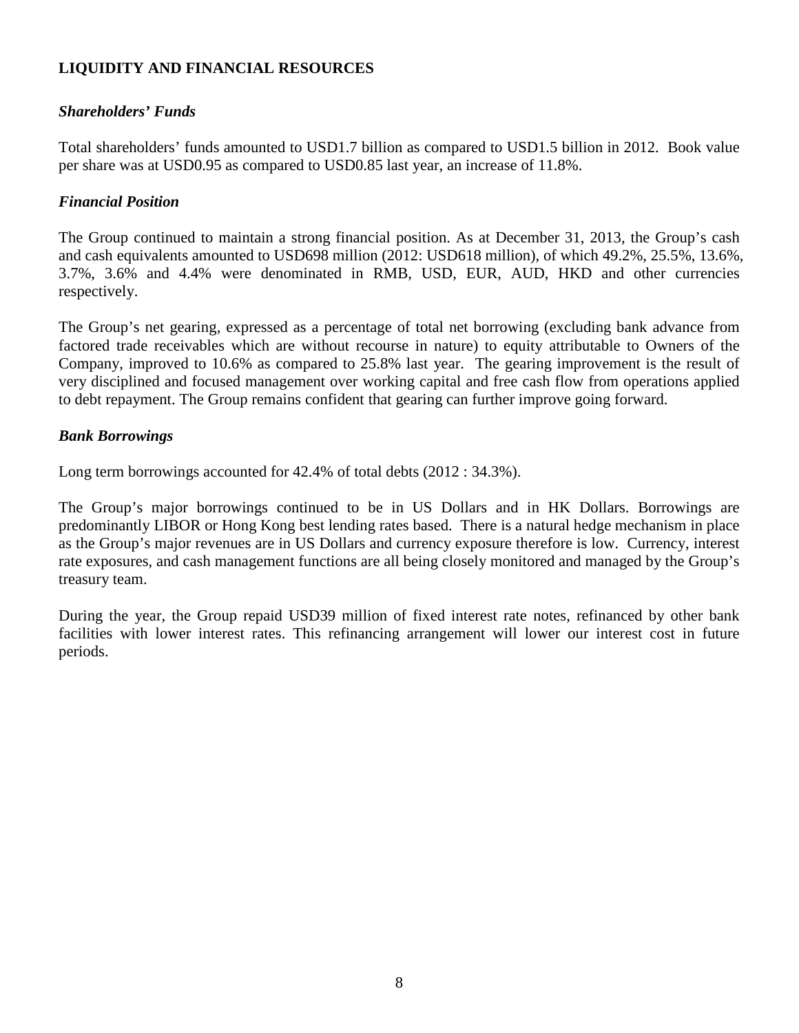## LIQUIDITY AND FINANCIAL RESOURCES

### *Shareholders' Funds*

Total shareholders' funds amounted to USD1.7 billion as compared to USD1.5 billion in 2012. Book value per share was at USD0.95 as compared to USD0.85 last year, an increase of 11.8%.

### *Financial Position*

The Group continued to maintain a strong financial position. As at December 31, 2013, the Group's cash and cash equivalents amounted to USD698 million (2012: USD618 million), of which 49.2%, 25.5%, 13.6%, 3.7%, 3.6% and 4.4% were denominated in RMB, USD, EUR, AUD, HKD and other currencies respectively.

The Group's net gearing, expressed as a percentage of total net borrowing (excluding bank advance from factored trade receivables which are without recourse in nature) to equity attributable to Owners of the Company, improved to 10.6% as compared to 25.8% last year. The gearing improvement is the result of very disciplined and focused management over working capital and free cash flow from operations applied to debt repayment. The Group remains confident that gearing can further improve going forward.

### *Bank Borrowings*

Long term borrowings accounted for 42.4% of total debts (2012 : 34.3%).

The Group's major borrowings continued to be in US Dollars and in HK Dollars. Borrowings are predominantly LIBOR or Hong Kong best lending rates based. There is a natural hedge mechanism in place as the Group's major revenues are in US Dollars and currency exposure therefore is low. Currency, interest rate exposures, and cash management functions are all being closely monitored and managed by the Group's treasury team.

During the year, the Group repaid USD39 million of fixed interest rate notes, refinanced by other bank facilities with lower interest rates. This refinancing arrangement will lower our interest cost in future periods.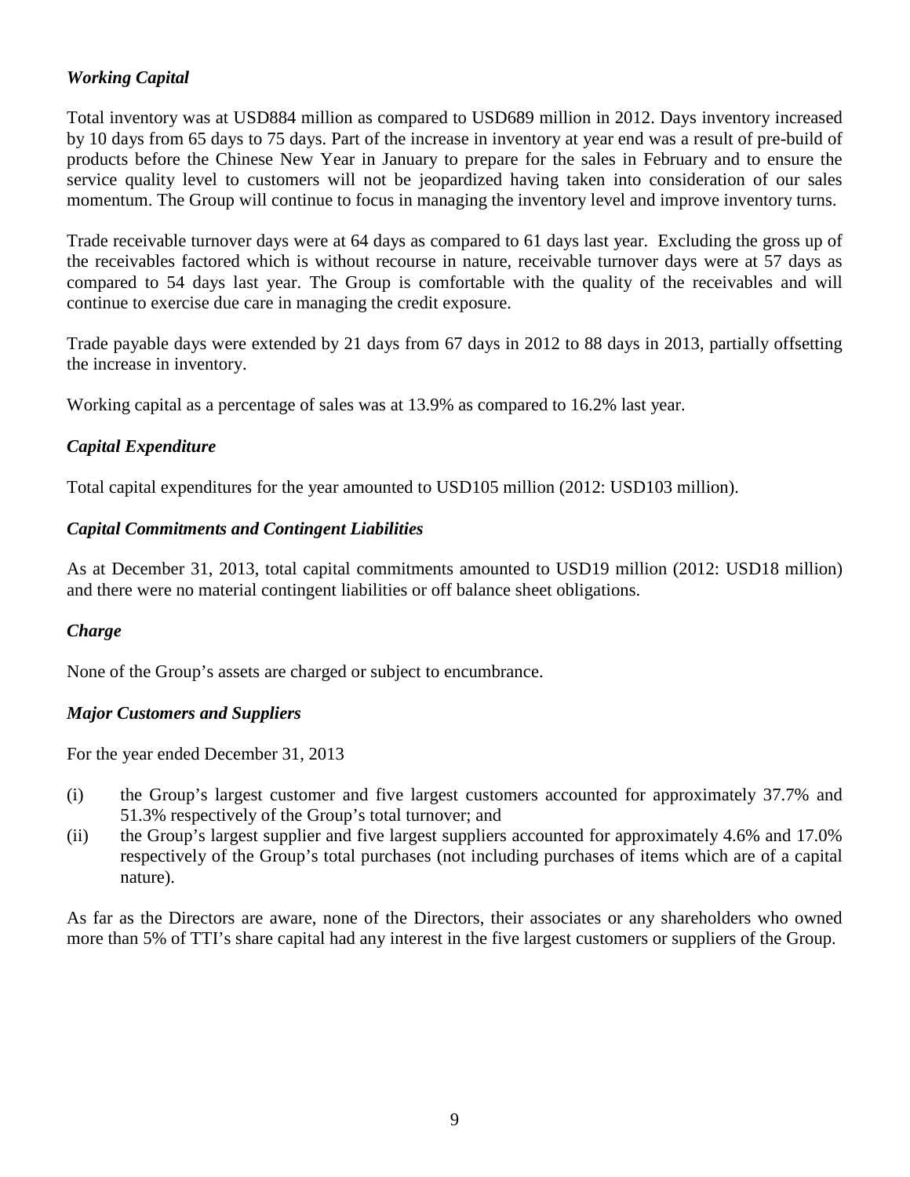### *Working Capital*

Total inventory was at USD884 million as compared to USD689 million in 2012. Days inventory increased by 10 days from 65 days to 75 days. Part of the increase in inventory at year end was a result of pre-build of products before the Chinese New Year in January to prepare for the sales in February and to ensure the service quality level to customers will not be jeopardized having taken into consideration of our sales momentum. The Group will continue to focus in managing the inventory level and improve inventory turns.

Trade receivable turnover days were at 64 days as compared to 61 days last year. Excluding the gross up of the receivables factored which is without recourse in nature, receivable turnover days were at 57 days as compared to 54 days last year. The Group is comfortable with the quality of the receivables and will continue to exercise due care in managing the credit exposure.

Trade payable days were extended by 21 days from 67 days in 2012 to 88 days in 2013, partially offsetting the increase in inventory.

Working capital as a percentage of sales was at 13.9% as compared to 16.2% last year.

### *Capital Expenditure*

Total capital expenditures for the year amounted to USD105 million (2012: USD103 million).

### *Capital Commitments and Contingent Liabilities*

As at December 31, 2013, total capital commitments amounted to USD19 million (2012: USD18 million) and there were no material contingent liabilities or off balance sheet obligations.

### *Charge*

None of the Group's assets are charged or subject to encumbrance.

### *Major Customers and Suppliers*

For the year ended December 31, 2013

(i) the Group's largest customer and five largest customers accounted for approximately 37.7% and 51.3% respectively of the Group's total turnover; and

(ii) the Group's largest supplier and five largest suppliers accounted for approximately 4.6% and 17.0% respectively of the Group's total purchases (not including purchases of items which are of a capital nature).

As far as the Directors are aware, none of the Directors, their associates or any shareholders who owned more than 5% of TTI's share capital had any interest in the five largest customers or suppliers of the Group.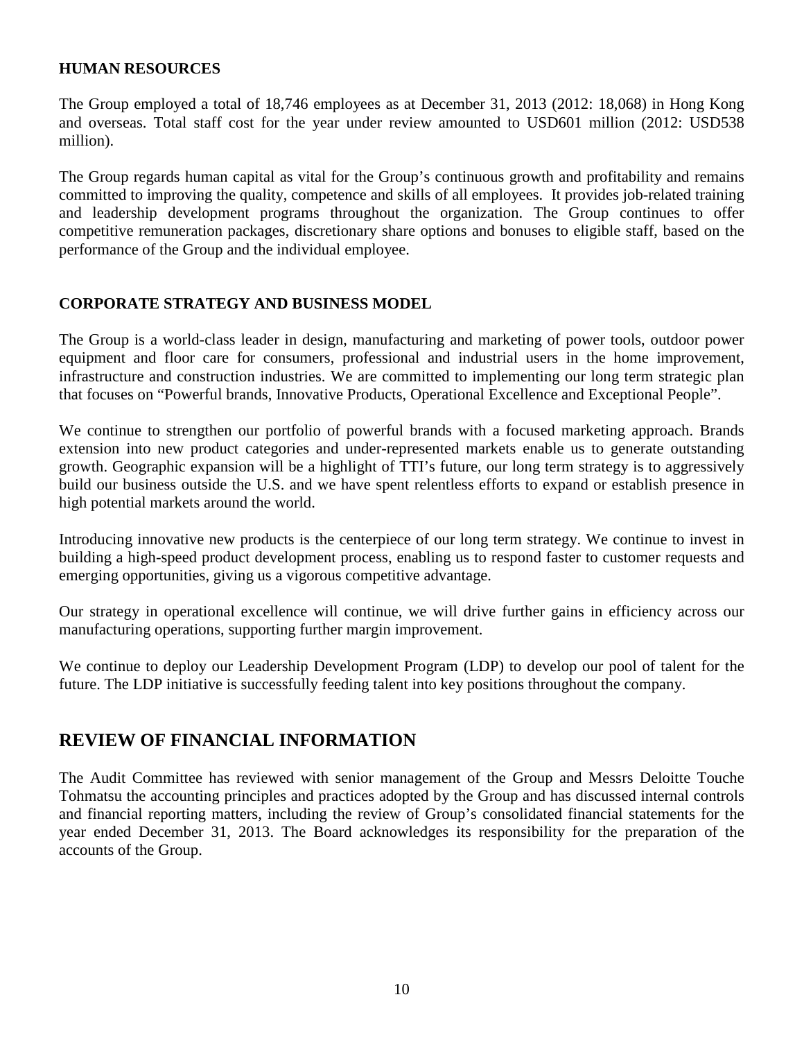### HUMAN RESOURCES

The Group employed a total of 18,746 employees as at December 31, 2013 (2012: 18,068) in Hong Kong and overseas. Total staff cost for the year under review amounted to USD601 million (2012: USD538 million).

The Group regards human capital as vital for the Group's continuous growth and profitability and remains committed to improving the quality, competence and skills of all employees. It provides job-related training and leadership development programs throughout the organization. The Group continues to offer competitive remuneration packages, discretionary share options and bonuses to eligible staff, based on the performance of the Group and the individual employee.

### CORPORATE STRATEGY AND BUSINESS MODEL

The Group is a world-class leader in design, manufacturing and marketing of power tools, outdoor power equipment and floor care for consumers, professional and industrial users in the home improvement, infrastructure and construction industries. We are committed to implementing our long term strategic plan that focuses on "Powerful brands, Innovative Products, Operational Excellence and Exceptional People".

We continue to strengthen our portfolio of powerful brands with a focused marketing approach. Brands extension into new product categories and under-represented markets enable us to generate outstanding growth. Geographic expansion will be a highlight of TTI's future, our long term strategy is to aggressively build our business outside the U.S. and we have spent relentless efforts to expand or establish presence in high potential markets around the world.

Introducing innovative new products is the centerpiece of our long term strategy. We continue to invest in building a high-speed product development process, enabling us to respond faster to customer requests and emerging opportunities, giving us a vigorous competitive advantage.

Our strategy in operational excellence will continue, we will drive further gains in efficiency across our manufacturing operations, supporting further margin improvement.

We continue to deploy our Leadership Development Program (LDP) to develop our pool of talent for the future. The LDP initiative is successfully feeding talent into key positions throughout the company.

## REVIEW OF FINANCIAL INFORMATION

The Audit Committee has reviewed with senior management of the Group and Messrs Deloitte Touche Tohmatsu the accounting principles and practices adopted by the Group and has discussed internal controls and financial reporting matters, including the review of Group's consolidated financial statements for the year ended December 31, 2013. The Board acknowledges its responsibility for the preparation of the accounts of the Group.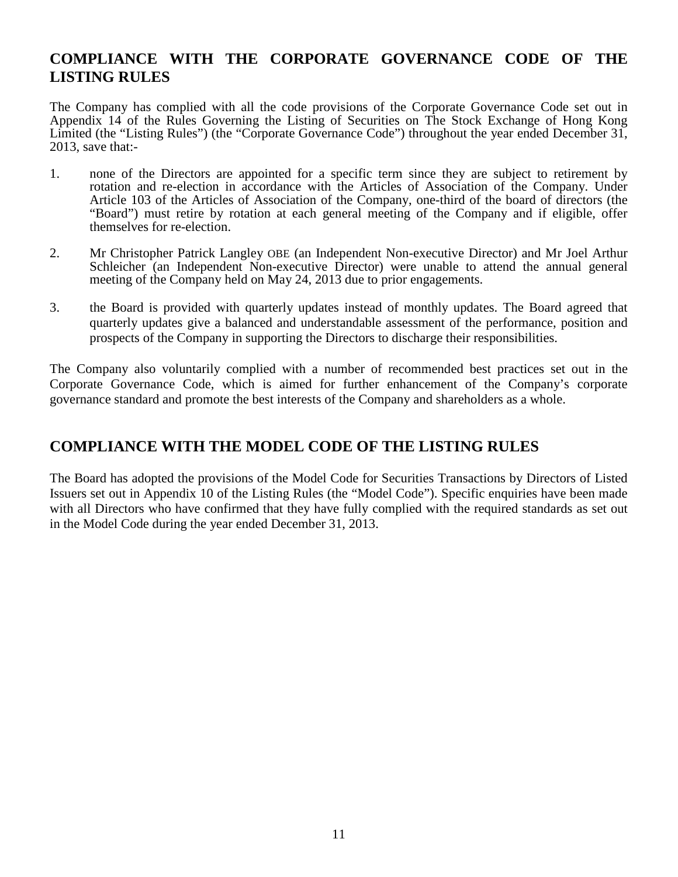## COMPLIANCE WITH THE CORPORATE GOVERNANCE CODE OF THE LISTING RULES

The Company has complied with all the code provisions of the Corporate Governance Code set out in Appendix 14 of the Rules Governing the Listing of Securities on The Stock Exchange of Hong Kong Limited (the "Listing Rules") (the "Corporate Governance Code") throughout the year ended December 31, 2013, save that:-

1. none of the Directors are appointed for a specific term since they are subject to retirement by rotation and re-election in accordance with the Articles of Association of the Company. Under Article 103 of the Articles of Association of the Company, one-third of the board of directors (the "Board") must retire by rotation at each general meeting of the Company and if eligible, offer themselves for re-election.

2. Mr Christopher Patrick Langley OBE (an Independent Non-executive Director) and Mr Joel Arthur Schleicher (an Independent Non-executive Director) were unable to attend the annual general meeting of the Company held on May 24, 2013 due to prior engagements.

3. the Board is provided with quarterly updates instead of monthly updates. The Board agreed that quarterly updates give a balanced and understandable assessment of the performance, position and prospects of the Company in supporting the Directors to discharge their responsibilities.

The Company also voluntarily complied with a number of recommended best practices set out in the Corporate Governance Code, which is aimed for further enhancement of the Company's corporate governance standard and promote the best interests of the Company and shareholders as a whole.

## COMPLIANCE WITH THE MODEL CODE OF THE LISTING RULES

The Board has adopted the provisions of the Model Code for Securities Transactions by Directors of Listed Issuers set out in Appendix 10 of the Listing Rules (the "Model Code"). Specific enquiries have been made with all Directors who have confirmed that they have fully complied with the required standards as set out in the Model Code during the year ended December 31, 2013.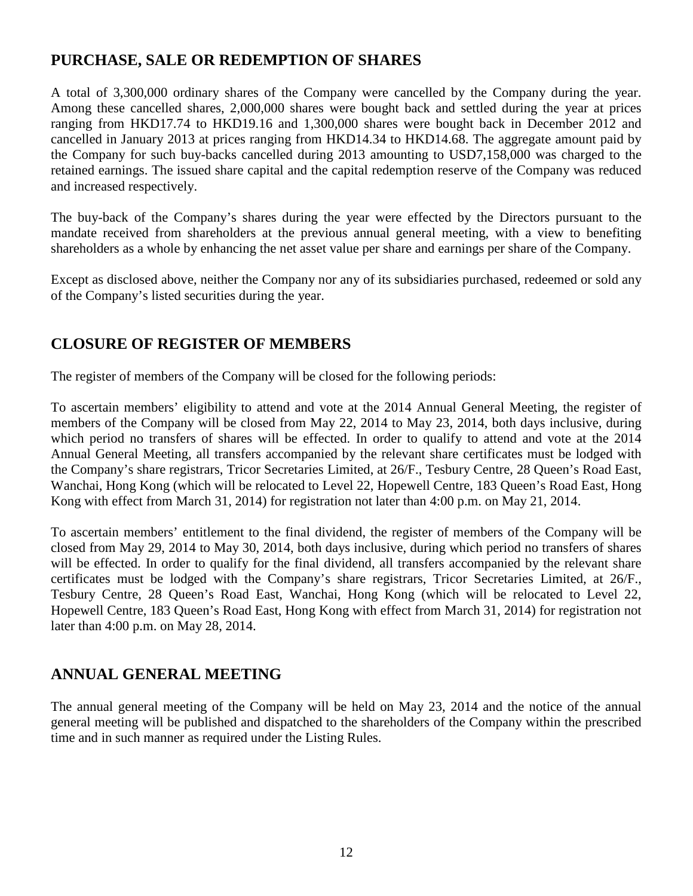## PURCHASE, SALE OR REDEMPTION OF SHARES

A total of 3,300,000 ordinary shares of the Company were cancelled by the Company during the year. Among these cancelled shares, 2,000,000 shares were bought back and settled during the year at prices ranging from HKD17.74 to HKD19.16 and 1,300,000 shares were bought back in December 2012 and cancelled in January 2013 at prices ranging from HKD14.34 to HKD14.68. The aggregate amount paid by the Company for such buy-backs cancelled during 2013 amounting to USD7,158,000 was charged to the retained earnings. The issued share capital and the capital redemption reserve of the Company was reduced and increased respectively.

The buy-back of the Company's shares during the year were effected by the Directors pursuant to the mandate received from shareholders at the previous annual general meeting, with a view to benefiting shareholders as a whole by enhancing the net asset value per share and earnings per share of the Company.

Except as disclosed above, neither the Company nor any of its subsidiaries purchased, redeemed or sold any of the Company's listed securities during the year.

## CLOSURE OF REGISTER OF MEMBERS

The register of members of the Company will be closed for the following periods:

To ascertain members' eligibility to attend and vote at the 2014 Annual General Meeting, the register of members of the Company will be closed from May 22, 2014 to May 23, 2014, both days inclusive, during which period no transfers of shares will be effected. In order to qualify to attend and vote at the 2014 Annual General Meeting, all transfers accompanied by the relevant share certificates must be lodged with the Company's share registrars, Tricor Secretaries Limited, at 26/F., Tesbury Centre, 28 Queen's Road East, Wanchai, Hong Kong (which will be relocated to Level 22, Hopewell Centre, 183 Queen's Road East, Hong Kong with effect from March 31, 2014) for registration not later than 4:00 p.m. on May 21, 2014.

To ascertain members' entitlement to the final dividend, the register of members of the Company will be closed from May 29, 2014 to May 30, 2014, both days inclusive, during which period no transfers of shares will be effected. In order to qualify for the final dividend, all transfers accompanied by the relevant share certificates must be lodged with the Company's share registrars, Tricor Secretaries Limited, at 26/F., Tesbury Centre, 28 Queen's Road East, Wanchai, Hong Kong (which will be relocated to Level 22, Hopewell Centre, 183 Queen's Road East, Hong Kong with effect from March 31, 2014) for registration not later than 4:00 p.m. on May 28, 2014.

## ANNUAL GENERAL MEETING

The annual general meeting of the Company will be held on May 23, 2014 and the notice of the annual general meeting will be published and dispatched to the shareholders of the Company within the prescribed time and in such manner as required under the Listing Rules.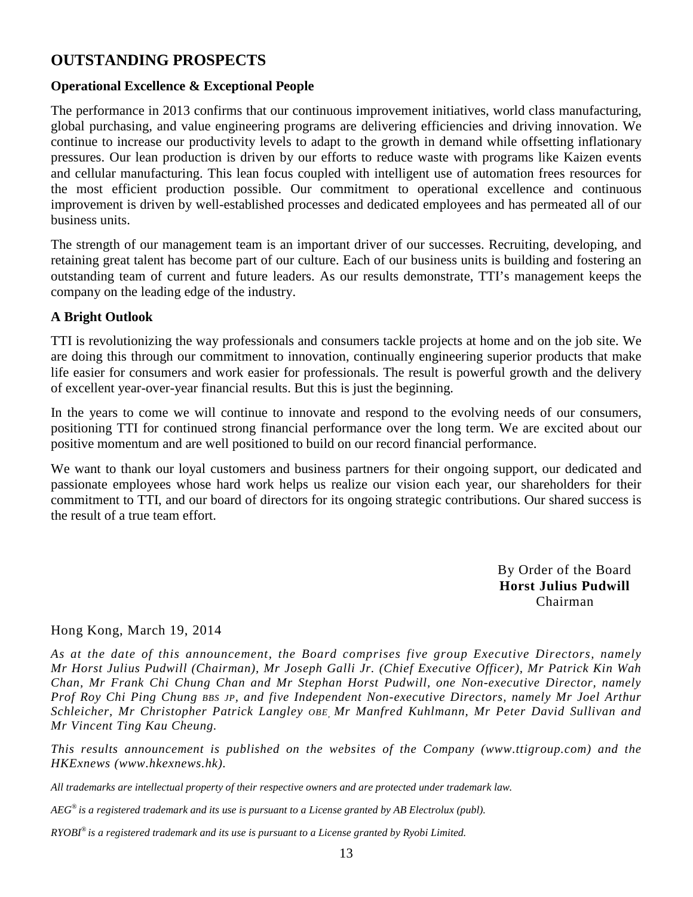## OUTSTANDING PROSPECTS

### Operational Excellence & Exceptional People

The performance in 2013 confirms that our continuous improvement initiatives, world class manufacturing, global purchasing, and value engineering programs are delivering efficiencies and driving innovation. We continue to increase our productivity levels to adapt to the growth in demand while offsetting inflationary pressures. Our lean production is driven by our efforts to reduce waste with programs like Kaizen events and cellular manufacturing. This lean focus coupled with intelligent use of automation frees resources for the most efficient production possible. Our commitment to operational excellence and continuous improvement is driven by well-established processes and dedicated employees and has permeated all of our business units.

The strength of our management team is an important driver of our successes. Recruiting, developing, and retaining great talent has become part of our culture. Each of our business units is building and fostering an outstanding team of current and future leaders. As our results demonstrate, TTI's management keeps the company on the leading edge of the industry.

### A Bright Outlook

TTI is revolutionizing the way professionals and consumers tackle projects at home and on the job site. We are doing this through our commitment to innovation, continually engineering superior products that make life easier for consumers and work easier for professionals. The result is powerful growth and the delivery of excellent year-over-year financial results. But this is just the beginning.

In the years to come we will continue to innovate and respond to the evolving needs of our consumers, positioning TTI for continued strong financial performance over the long term. We are excited about our positive momentum and are well positioned to build on our record financial performance.

We want to thank our loyal customers and business partners for their ongoing support, our dedicated and passionate employees whose hard work helps us realize our vision each year, our shareholders for their commitment to TTI, and our board of directors for its ongoing strategic contributions. Our shared success is the result of a true team effort.

By Order of the Board
**Horst Julius Pudwill**
Chairman

Hong Kong, March 19, 2014

*As at the date of this announcement, the Board comprises five group Executive Directors, namely Mr Horst Julius Pudwill (Chairman), Mr Joseph Galli Jr. (Chief Executive Officer), Mr Patrick Kin Wah Chan, Mr Frank Chi Chung Chan and Mr Stephan Horst Pudwill, one Non-executive Director, namely Prof Roy Chi Ping Chung BBS JP, and five Independent Non-executive Directors, namely Mr Joel Arthur Schleicher, Mr Christopher Patrick Langley OBE, Mr Manfred Kuhlmann, Mr Peter David Sullivan and Mr Vincent Ting Kau Cheung.*

*This results announcement is published on the websites of the Company (www.ttigroup.com) and the HKExnews (www.hkexnews.hk).*

*All trademarks are intellectual property of their respective owners and are protected under trademark law.*

*AEG® is a registered trademark and its use is pursuant to a License granted by AB Electrolux (publ).*

*RYOBI® is a registered trademark and its use is pursuant to a License granted by Ryobi Limited.*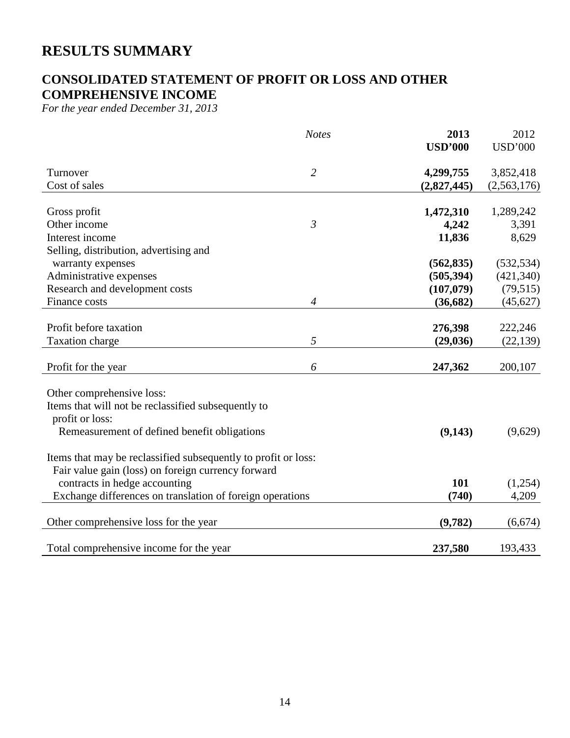# RESULTS SUMMARY

## CONSOLIDATED STATEMENT OF PROFIT OR LOSS AND OTHER COMPREHENSIVE INCOME

*For the year ended December 31, 2013*

| | *Notes* | **2013** **USD'000** | 2012 USD'000 |
|---|---|---|---|
| Turnover | *2* | **4,299,755** | 3,852,418 |
| Cost of sales | | **(2,827,445)** | (2,563,176) |
| Gross profit | | **1,472,310** | 1,289,242 |
| Other income | *3* | **4,242** | 3,391 |
| Interest income | | **11,836** | 8,629 |
| Selling, distribution, advertising and warranty expenses | | **(562,835)** | (532,534) |
| Administrative expenses | | **(505,394)** | (421,340) |
| Research and development costs | | **(107,079)** | (79,515) |
| Finance costs | *4* | **(36,682)** | (45,627) |
| Profit before taxation | | **276,398** | 222,246 |
| Taxation charge | *5* | **(29,036)** | (22,139) |
| Profit for the year | *6* | **247,362** | 200,107 |
| Other comprehensive loss: | | | |
| Items that will not be reclassified subsequently to profit or loss: | | | |
| Remeasurement of defined benefit obligations | | **(9,143)** | (9,629) |
| Items that may be reclassified subsequently to profit or loss: | | | |
| Fair value gain (loss) on foreign currency forward contracts in hedge accounting | | **101** | (1,254) |
| Exchange differences on translation of foreign operations | | **(740)** | 4,209 |
| Other comprehensive loss for the year | | **(9,782)** | (6,674) |
| Total comprehensive income for the year | | **237,580** | 193,433 |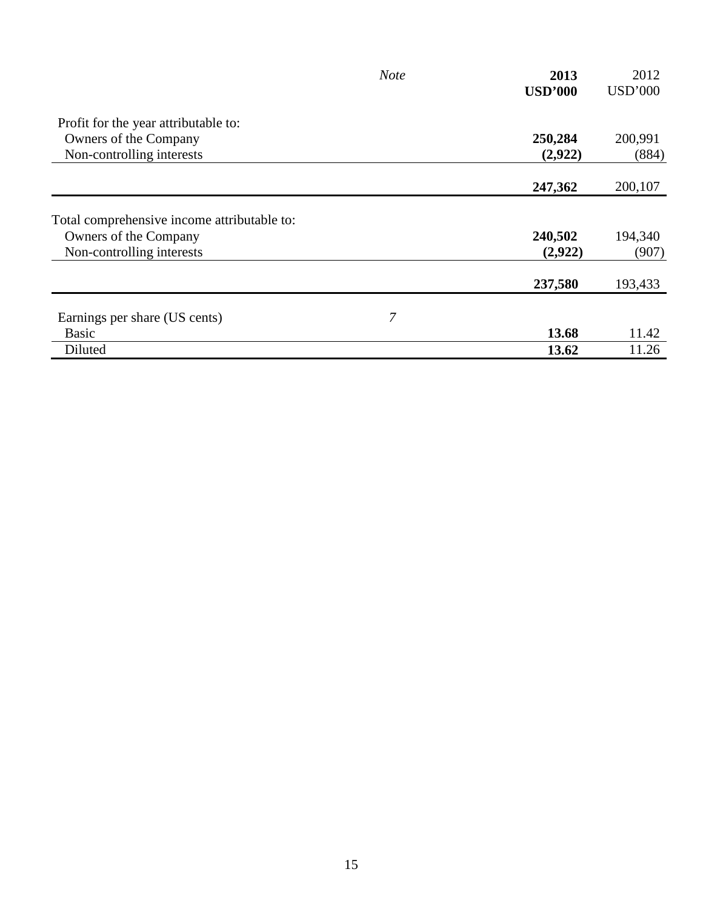| | *Note* | **2013**<br>**USD'000** | 2012<br>USD'000 |
|---|---|---|---|
| Profit for the year attributable to: | | | |
| Owners of the Company | | **250,284** | 200,991 |
| Non-controlling interests | | **(2,922)** | (884) |
| | | **247,362** | 200,107 |
| Total comprehensive income attributable to: | | | |
| Owners of the Company | | **240,502** | 194,340 |
| Non-controlling interests | | **(2,922)** | (907) |
| | | **237,580** | 193,433 |
| Earnings per share (US cents) | *7* | | |
| Basic | | **13.68** | 11.42 |
| Diluted | | **13.62** | 11.26 |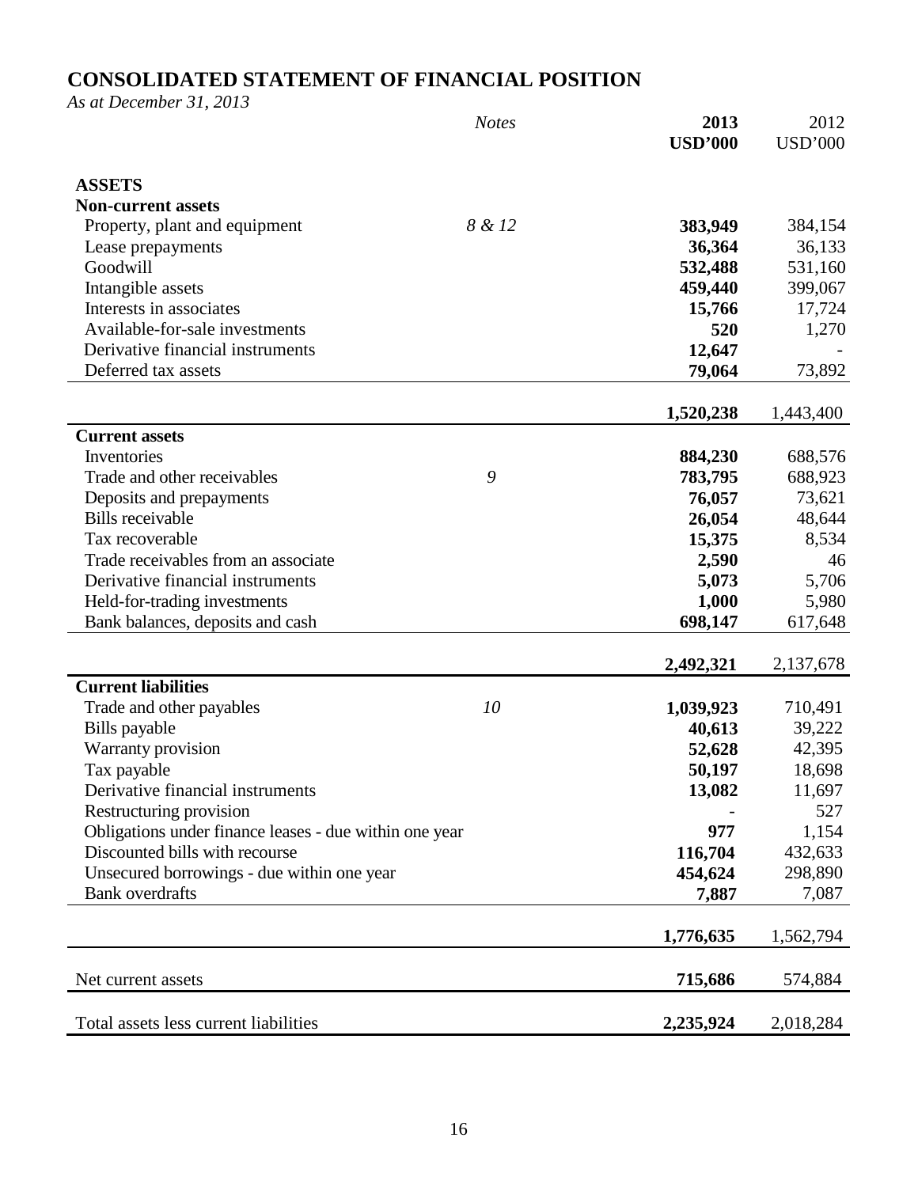# CONSOLIDATED STATEMENT OF FINANCIAL POSITION

*As at December 31, 2013*

| | *Notes* | **2013** | 2012 |
|---|---|---|---|
| | | **USD'000** | USD'000 |
| **ASSETS** | | | |
| **Non-current assets** | | | |
| Property, plant and equipment | *8 & 12* | **383,949** | 384,154 |
| Lease prepayments | | **36,364** | 36,133 |
| Goodwill | | **532,488** | 531,160 |
| Intangible assets | | **459,440** | 399,067 |
| Interests in associates | | **15,766** | 17,724 |
| Available-for-sale investments | | **520** | 1,270 |
| Derivative financial instruments | | **12,647** | - |
| Deferred tax assets | | **79,064** | 73,892 |
| | | **1,520,238** | 1,443,400 |
| **Current assets** | | | |
| Inventories | | **884,230** | 688,576 |
| Trade and other receivables | *9* | **783,795** | 688,923 |
| Deposits and prepayments | | **76,057** | 73,621 |
| Bills receivable | | **26,054** | 48,644 |
| Tax recoverable | | **15,375** | 8,534 |
| Trade receivables from an associate | | **2,590** | 46 |
| Derivative financial instruments | | **5,073** | 5,706 |
| Held-for-trading investments | | **1,000** | 5,980 |
| Bank balances, deposits and cash | | **698,147** | 617,648 |
| | | **2,492,321** | 2,137,678 |
| **Current liabilities** | | | |
| Trade and other payables | *10* | **1,039,923** | 710,491 |
| Bills payable | | **40,613** | 39,222 |
| Warranty provision | | **52,628** | 42,395 |
| Tax payable | | **50,197** | 18,698 |
| Derivative financial instruments | | **13,082** | 11,697 |
| Restructuring provision | | **-** | 527 |
| Obligations under finance leases - due within one year | | **977** | 1,154 |
| Discounted bills with recourse | | **116,704** | 432,633 |
| Unsecured borrowings - due within one year | | **454,624** | 298,890 |
| Bank overdrafts | | **7,887** | 7,087 |
| | | **1,776,635** | 1,562,794 |
| Net current assets | | **715,686** | 574,884 |
| Total assets less current liabilities | | **2,235,924** | 2,018,284 |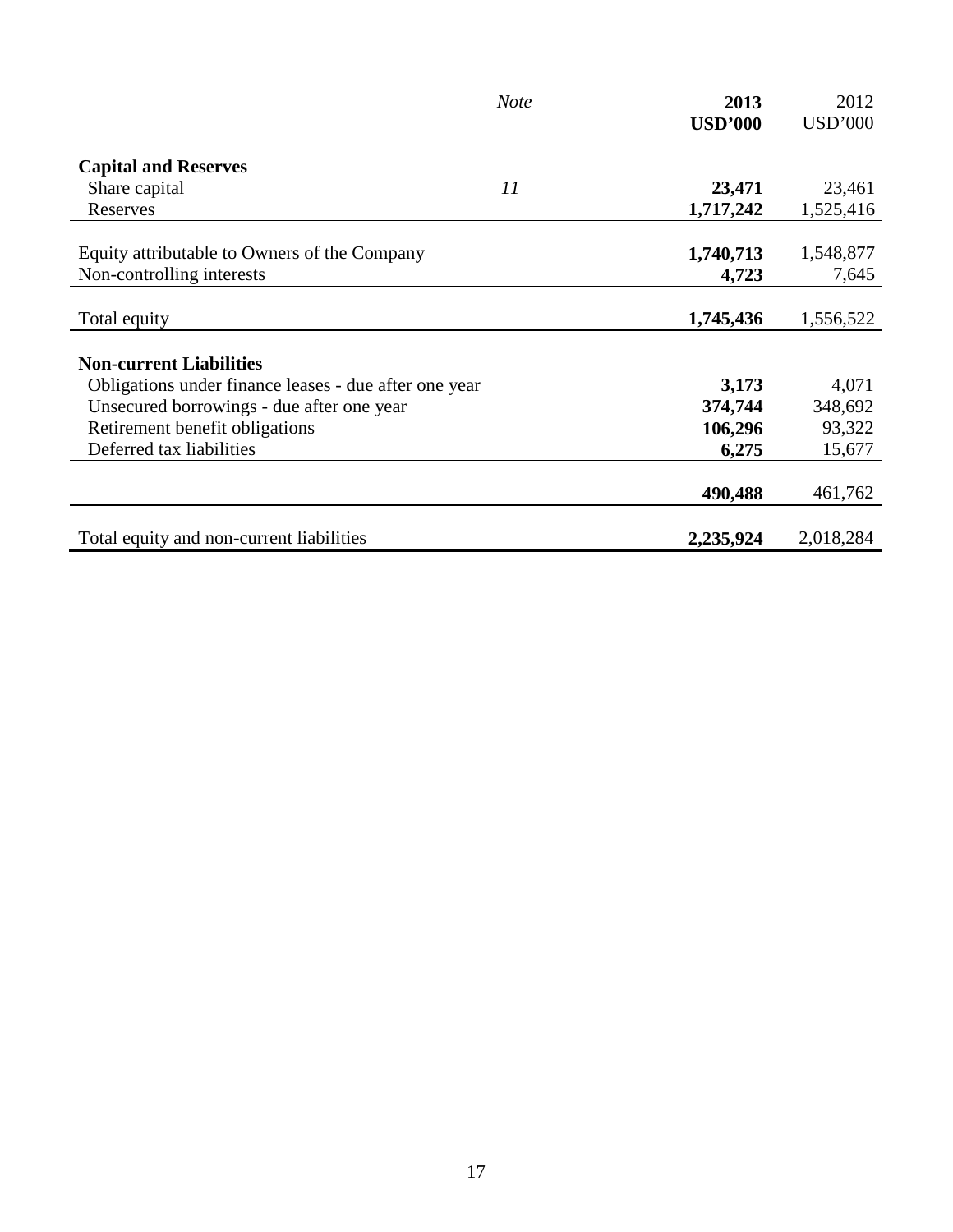| | *Note* | **2013** **USD'000** | 2012 USD'000 |
|---|---|---|---|
| **Capital and Reserves** | | | |
| Share capital | *11* | **23,471** | 23,461 |
| Reserves | | **1,717,242** | 1,525,416 |
| Equity attributable to Owners of the Company | | **1,740,713** | 1,548,877 |
| Non-controlling interests | | **4,723** | 7,645 |
| Total equity | | **1,745,436** | 1,556,522 |
| **Non-current Liabilities** | | | |
| Obligations under finance leases - due after one year | | **3,173** | 4,071 |
| Unsecured borrowings - due after one year | | **374,744** | 348,692 |
| Retirement benefit obligations | | **106,296** | 93,322 |
| Deferred tax liabilities | | **6,275** | 15,677 |
| | | **490,488** | 461,762 |
| Total equity and non-current liabilities | | **2,235,924** | 2,018,284 |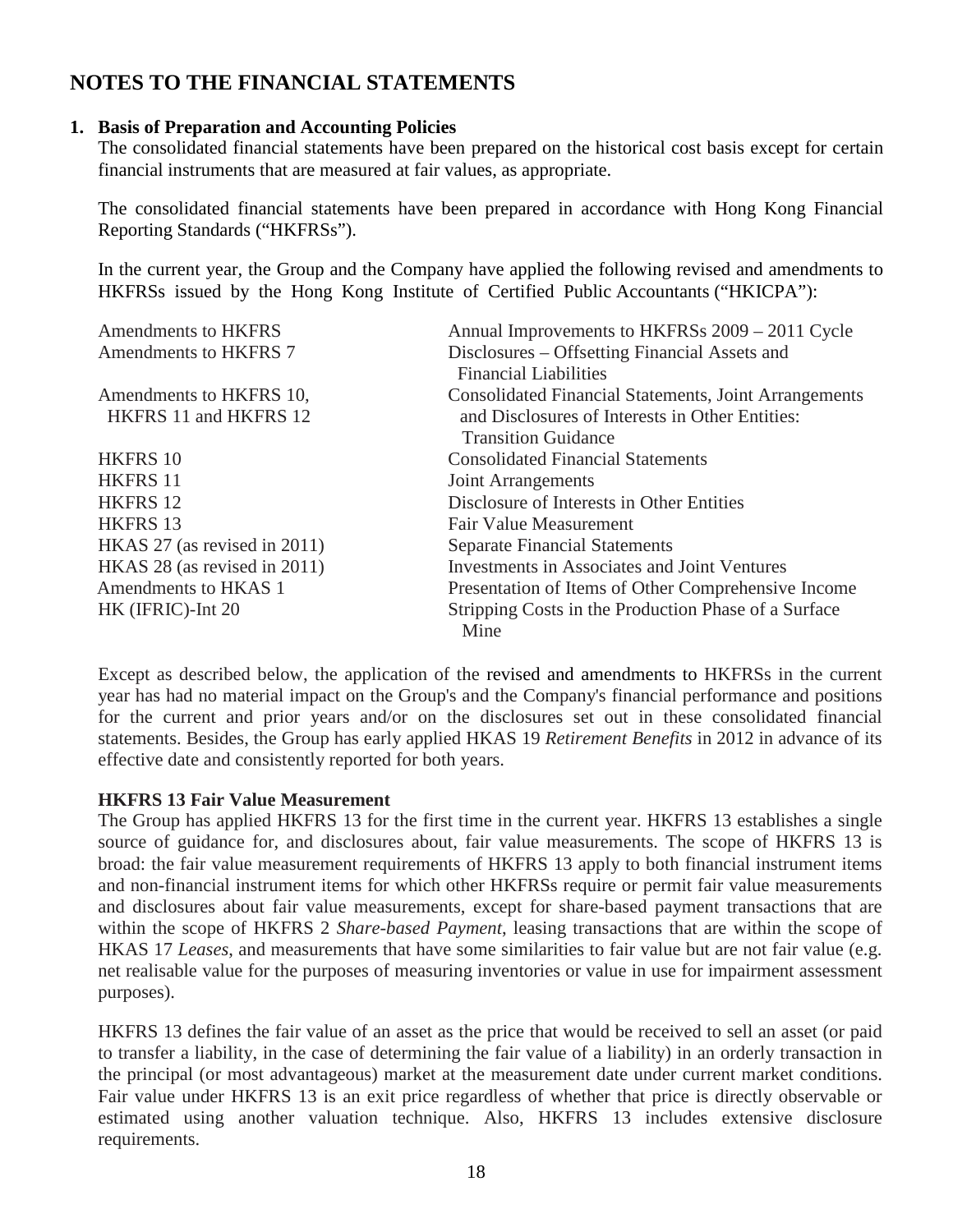# NOTES TO THE FINANCIAL STATEMENTS

## 1. Basis of Preparation and Accounting Policies

The consolidated financial statements have been prepared on the historical cost basis except for certain financial instruments that are measured at fair values, as appropriate.

The consolidated financial statements have been prepared in accordance with Hong Kong Financial Reporting Standards ("HKFRSs").

In the current year, the Group and the Company have applied the following revised and amendments to HKFRSs issued by the Hong Kong Institute of Certified Public Accountants ("HKICPA"):

| | |
|---|---|
| Amendments to HKFRS | Annual Improvements to HKFRSs 2009 – 2011 Cycle |
| Amendments to HKFRS 7 | Disclosures – Offsetting Financial Assets and Financial Liabilities |
| Amendments to HKFRS 10, HKFRS 11 and HKFRS 12 | Consolidated Financial Statements, Joint Arrangements and Disclosures of Interests in Other Entities: Transition Guidance |
| HKFRS 10 | Consolidated Financial Statements |
| HKFRS 11 | Joint Arrangements |
| HKFRS 12 | Disclosure of Interests in Other Entities |
| HKFRS 13 | Fair Value Measurement |
| HKAS 27 (as revised in 2011) | Separate Financial Statements |
| HKAS 28 (as revised in 2011) | Investments in Associates and Joint Ventures |
| Amendments to HKAS 1 | Presentation of Items of Other Comprehensive Income |
| HK (IFRIC)-Int 20 | Stripping Costs in the Production Phase of a Surface Mine |

Except as described below, the application of the revised and amendments to HKFRSs in the current year has had no material impact on the Group's and the Company's financial performance and positions for the current and prior years and/or on the disclosures set out in these consolidated financial statements. Besides, the Group has early applied HKAS 19 *Retirement Benefits* in 2012 in advance of its effective date and consistently reported for both years.

### HKFRS 13 Fair Value Measurement

The Group has applied HKFRS 13 for the first time in the current year. HKFRS 13 establishes a single source of guidance for, and disclosures about, fair value measurements. The scope of HKFRS 13 is broad: the fair value measurement requirements of HKFRS 13 apply to both financial instrument items and non-financial instrument items for which other HKFRSs require or permit fair value measurements and disclosures about fair value measurements, except for share-based payment transactions that are within the scope of HKFRS 2 *Share-based Payment*, leasing transactions that are within the scope of HKAS 17 *Leases*, and measurements that have some similarities to fair value but are not fair value (e.g. net realisable value for the purposes of measuring inventories or value in use for impairment assessment purposes).

HKFRS 13 defines the fair value of an asset as the price that would be received to sell an asset (or paid to transfer a liability, in the case of determining the fair value of a liability) in an orderly transaction in the principal (or most advantageous) market at the measurement date under current market conditions. Fair value under HKFRS 13 is an exit price regardless of whether that price is directly observable or estimated using another valuation technique. Also, HKFRS 13 includes extensive disclosure requirements.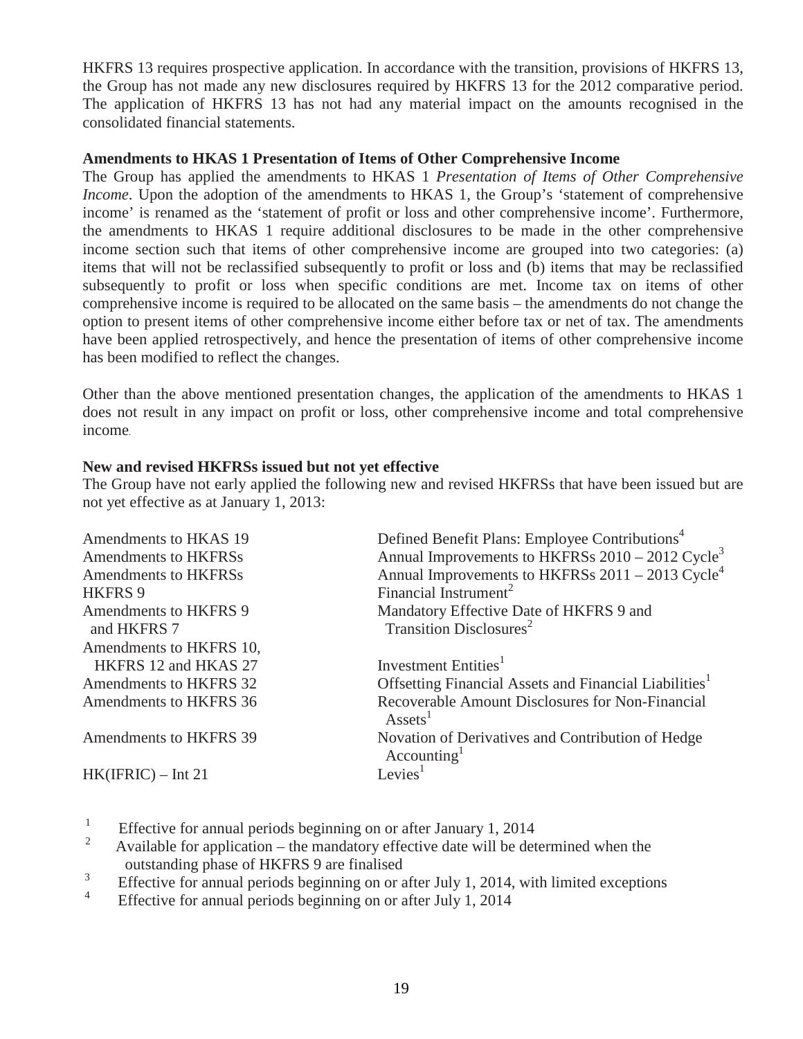HKFRS 13 requires prospective application. In accordance with the transition, provisions of HKFRS 13, the Group has not made any new disclosures required by HKFRS 13 for the 2012 comparative period. The application of HKFRS 13 has not had any material impact on the amounts recognised in the consolidated financial statements.

**Amendments to HKAS 1 Presentation of Items of Other Comprehensive Income**

The Group has applied the amendments to HKAS 1 *Presentation of Items of Other Comprehensive Income*. Upon the adoption of the amendments to HKAS 1, the Group's 'statement of comprehensive income' is renamed as the 'statement of profit or loss and other comprehensive income'. Furthermore, the amendments to HKAS 1 require additional disclosures to be made in the other comprehensive income section such that items of other comprehensive income are grouped into two categories: (a) items that will not be reclassified subsequently to profit or loss and (b) items that may be reclassified subsequently to profit or loss when specific conditions are met. Income tax on items of other comprehensive income is required to be allocated on the same basis – the amendments do not change the option to present items of other comprehensive income either before tax or net of tax. The amendments have been applied retrospectively, and hence the presentation of items of other comprehensive income has been modified to reflect the changes.

Other than the above mentioned presentation changes, the application of the amendments to HKAS 1 does not result in any impact on profit or loss, other comprehensive income and total comprehensive income.

**New and revised HKFRSs issued but not yet effective**

The Group have not early applied the following new and revised HKFRSs that have been issued but are not yet effective as at January 1, 2013:

| | |
|---|---|
| Amendments to HKAS 19 | Defined Benefit Plans: Employee Contributions[4] |
| Amendments to HKFRSs | Annual Improvements to HKFRSs 2010 – 2012 Cycle[3] |
| Amendments to HKFRSs | Annual Improvements to HKFRSs 2011 – 2013 Cycle[4] |
| HKFRS 9 | Financial Instrument[2] |
| Amendments to HKFRS 9 and HKFRS 7 | Mandatory Effective Date of HKFRS 9 and Transition Disclosures[2] |
| Amendments to HKFRS 10, HKFRS 12 and HKAS 27 | Investment Entities[1] |
| Amendments to HKFRS 32 | Offsetting Financial Assets and Financial Liabilities[1] |
| Amendments to HKFRS 36 | Recoverable Amount Disclosures for Non-Financial Assets[1] |
| Amendments to HKFRS 39 | Novation of Derivatives and Contribution of Hedge Accounting[1] |
| HK(IFRIC) – Int 21 | Levies[1] |

[1] Effective for annual periods beginning on or after January 1, 2014

[2] Available for application – the mandatory effective date will be determined when the outstanding phase of HKFRS 9 are finalised

[3] Effective for annual periods beginning on or after July 1, 2014, with limited exceptions

[4] Effective for annual periods beginning on or after July 1, 2014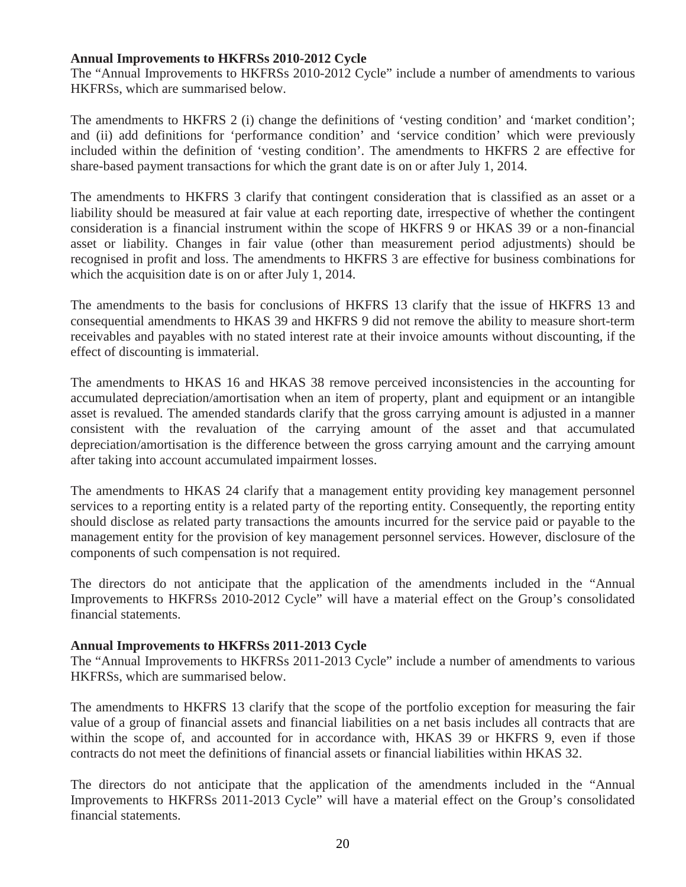**Annual Improvements to HKFRSs 2010-2012 Cycle**

The "Annual Improvements to HKFRSs 2010-2012 Cycle" include a number of amendments to various HKFRSs, which are summarised below.

The amendments to HKFRS 2 (i) change the definitions of 'vesting condition' and 'market condition'; and (ii) add definitions for 'performance condition' and 'service condition' which were previously included within the definition of 'vesting condition'. The amendments to HKFRS 2 are effective for share-based payment transactions for which the grant date is on or after July 1, 2014.

The amendments to HKFRS 3 clarify that contingent consideration that is classified as an asset or a liability should be measured at fair value at each reporting date, irrespective of whether the contingent consideration is a financial instrument within the scope of HKFRS 9 or HKAS 39 or a non-financial asset or liability. Changes in fair value (other than measurement period adjustments) should be recognised in profit and loss. The amendments to HKFRS 3 are effective for business combinations for which the acquisition date is on or after July 1, 2014.

The amendments to the basis for conclusions of HKFRS 13 clarify that the issue of HKFRS 13 and consequential amendments to HKAS 39 and HKFRS 9 did not remove the ability to measure short-term receivables and payables with no stated interest rate at their invoice amounts without discounting, if the effect of discounting is immaterial.

The amendments to HKAS 16 and HKAS 38 remove perceived inconsistencies in the accounting for accumulated depreciation/amortisation when an item of property, plant and equipment or an intangible asset is revalued. The amended standards clarify that the gross carrying amount is adjusted in a manner consistent with the revaluation of the carrying amount of the asset and that accumulated depreciation/amortisation is the difference between the gross carrying amount and the carrying amount after taking into account accumulated impairment losses.

The amendments to HKAS 24 clarify that a management entity providing key management personnel services to a reporting entity is a related party of the reporting entity. Consequently, the reporting entity should disclose as related party transactions the amounts incurred for the service paid or payable to the management entity for the provision of key management personnel services. However, disclosure of the components of such compensation is not required.

The directors do not anticipate that the application of the amendments included in the "Annual Improvements to HKFRSs 2010-2012 Cycle" will have a material effect on the Group's consolidated financial statements.

**Annual Improvements to HKFRSs 2011-2013 Cycle**

The "Annual Improvements to HKFRSs 2011-2013 Cycle" include a number of amendments to various HKFRSs, which are summarised below.

The amendments to HKFRS 13 clarify that the scope of the portfolio exception for measuring the fair value of a group of financial assets and financial liabilities on a net basis includes all contracts that are within the scope of, and accounted for in accordance with, HKAS 39 or HKFRS 9, even if those contracts do not meet the definitions of financial assets or financial liabilities within HKAS 32.

The directors do not anticipate that the application of the amendments included in the "Annual Improvements to HKFRSs 2011-2013 Cycle" will have a material effect on the Group's consolidated financial statements.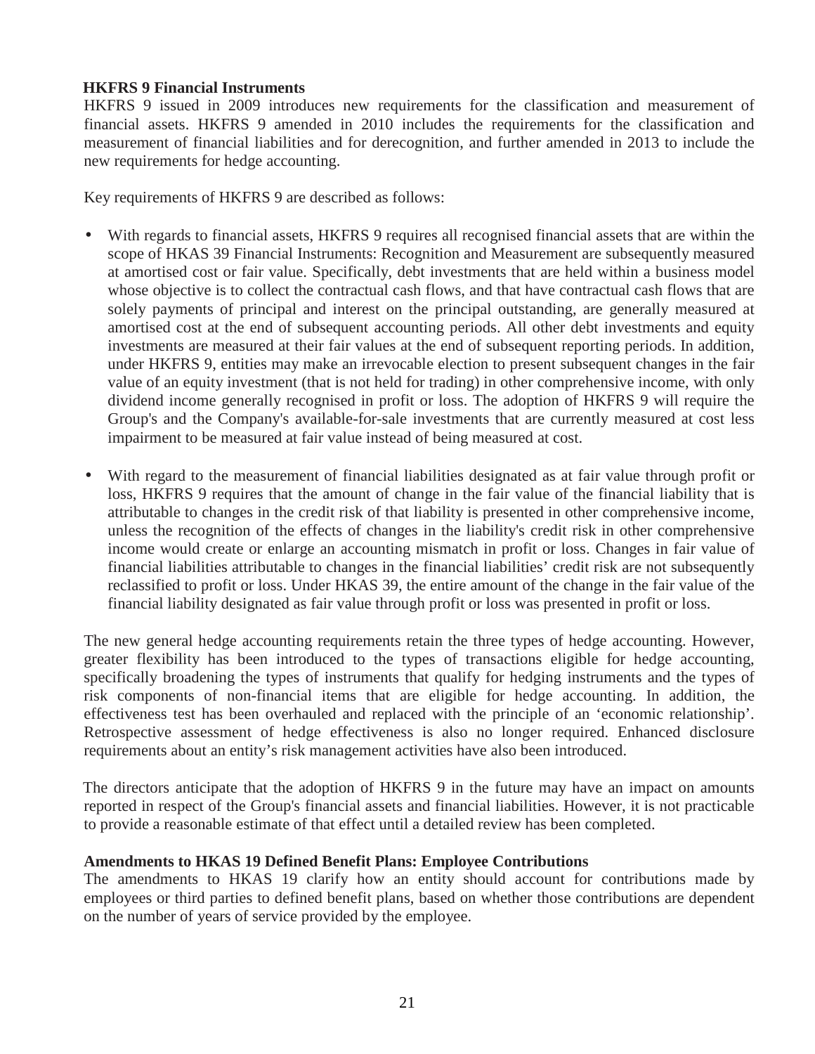**HKFRS 9 Financial Instruments**

HKFRS 9 issued in 2009 introduces new requirements for the classification and measurement of financial assets. HKFRS 9 amended in 2010 includes the requirements for the classification and measurement of financial liabilities and for derecognition, and further amended in 2013 to include the new requirements for hedge accounting.

Key requirements of HKFRS 9 are described as follows:

- With regards to financial assets, HKFRS 9 requires all recognised financial assets that are within the scope of HKAS 39 Financial Instruments: Recognition and Measurement are subsequently measured at amortised cost or fair value. Specifically, debt investments that are held within a business model whose objective is to collect the contractual cash flows, and that have contractual cash flows that are solely payments of principal and interest on the principal outstanding, are generally measured at amortised cost at the end of subsequent accounting periods. All other debt investments and equity investments are measured at their fair values at the end of subsequent reporting periods. In addition, under HKFRS 9, entities may make an irrevocable election to present subsequent changes in the fair value of an equity investment (that is not held for trading) in other comprehensive income, with only dividend income generally recognised in profit or loss. The adoption of HKFRS 9 will require the Group's and the Company's available-for-sale investments that are currently measured at cost less impairment to be measured at fair value instead of being measured at cost.

- With regard to the measurement of financial liabilities designated as at fair value through profit or loss, HKFRS 9 requires that the amount of change in the fair value of the financial liability that is attributable to changes in the credit risk of that liability is presented in other comprehensive income, unless the recognition of the effects of changes in the liability's credit risk in other comprehensive income would create or enlarge an accounting mismatch in profit or loss. Changes in fair value of financial liabilities attributable to changes in the financial liabilities' credit risk are not subsequently reclassified to profit or loss. Under HKAS 39, the entire amount of the change in the fair value of the financial liability designated as fair value through profit or loss was presented in profit or loss.

The new general hedge accounting requirements retain the three types of hedge accounting. However, greater flexibility has been introduced to the types of transactions eligible for hedge accounting, specifically broadening the types of instruments that qualify for hedging instruments and the types of risk components of non-financial items that are eligible for hedge accounting. In addition, the effectiveness test has been overhauled and replaced with the principle of an 'economic relationship'. Retrospective assessment of hedge effectiveness is also no longer required. Enhanced disclosure requirements about an entity's risk management activities have also been introduced.

The directors anticipate that the adoption of HKFRS 9 in the future may have an impact on amounts reported in respect of the Group's financial assets and financial liabilities. However, it is not practicable to provide a reasonable estimate of that effect until a detailed review has been completed.

**Amendments to HKAS 19 Defined Benefit Plans: Employee Contributions**

The amendments to HKAS 19 clarify how an entity should account for contributions made by employees or third parties to defined benefit plans, based on whether those contributions are dependent on the number of years of service provided by the employee.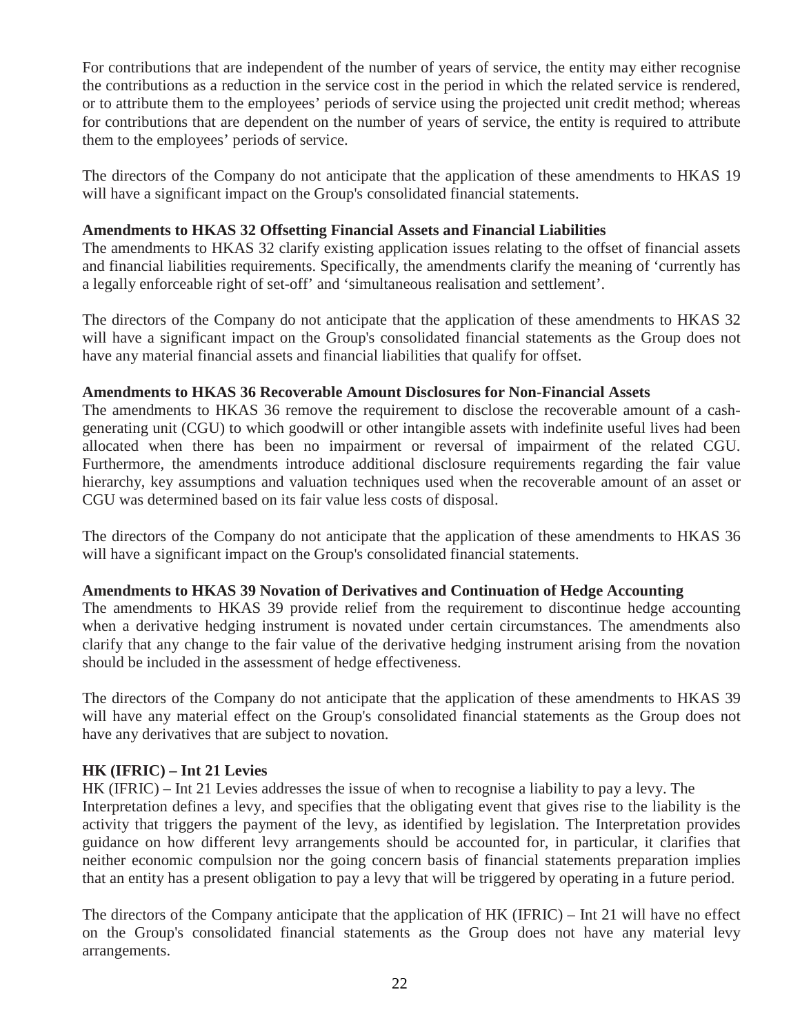For contributions that are independent of the number of years of service, the entity may either recognise the contributions as a reduction in the service cost in the period in which the related service is rendered, or to attribute them to the employees' periods of service using the projected unit credit method; whereas for contributions that are dependent on the number of years of service, the entity is required to attribute them to the employees' periods of service.

The directors of the Company do not anticipate that the application of these amendments to HKAS 19 will have a significant impact on the Group's consolidated financial statements.

**Amendments to HKAS 32 Offsetting Financial Assets and Financial Liabilities**

The amendments to HKAS 32 clarify existing application issues relating to the offset of financial assets and financial liabilities requirements. Specifically, the amendments clarify the meaning of 'currently has a legally enforceable right of set-off' and 'simultaneous realisation and settlement'.

The directors of the Company do not anticipate that the application of these amendments to HKAS 32 will have a significant impact on the Group's consolidated financial statements as the Group does not have any material financial assets and financial liabilities that qualify for offset.

**Amendments to HKAS 36 Recoverable Amount Disclosures for Non-Financial Assets**

The amendments to HKAS 36 remove the requirement to disclose the recoverable amount of a cash-generating unit (CGU) to which goodwill or other intangible assets with indefinite useful lives had been allocated when there has been no impairment or reversal of impairment of the related CGU. Furthermore, the amendments introduce additional disclosure requirements regarding the fair value hierarchy, key assumptions and valuation techniques used when the recoverable amount of an asset or CGU was determined based on its fair value less costs of disposal.

The directors of the Company do not anticipate that the application of these amendments to HKAS 36 will have a significant impact on the Group's consolidated financial statements.

**Amendments to HKAS 39 Novation of Derivatives and Continuation of Hedge Accounting**

The amendments to HKAS 39 provide relief from the requirement to discontinue hedge accounting when a derivative hedging instrument is novated under certain circumstances. The amendments also clarify that any change to the fair value of the derivative hedging instrument arising from the novation should be included in the assessment of hedge effectiveness.

The directors of the Company do not anticipate that the application of these amendments to HKAS 39 will have any material effect on the Group's consolidated financial statements as the Group does not have any derivatives that are subject to novation.

**HK (IFRIC) – Int 21 Levies**

HK (IFRIC) – Int 21 Levies addresses the issue of when to recognise a liability to pay a levy. The Interpretation defines a levy, and specifies that the obligating event that gives rise to the liability is the activity that triggers the payment of the levy, as identified by legislation. The Interpretation provides guidance on how different levy arrangements should be accounted for, in particular, it clarifies that neither economic compulsion nor the going concern basis of financial statements preparation implies that an entity has a present obligation to pay a levy that will be triggered by operating in a future period.

The directors of the Company anticipate that the application of HK (IFRIC) – Int 21 will have no effect on the Group's consolidated financial statements as the Group does not have any material levy arrangements.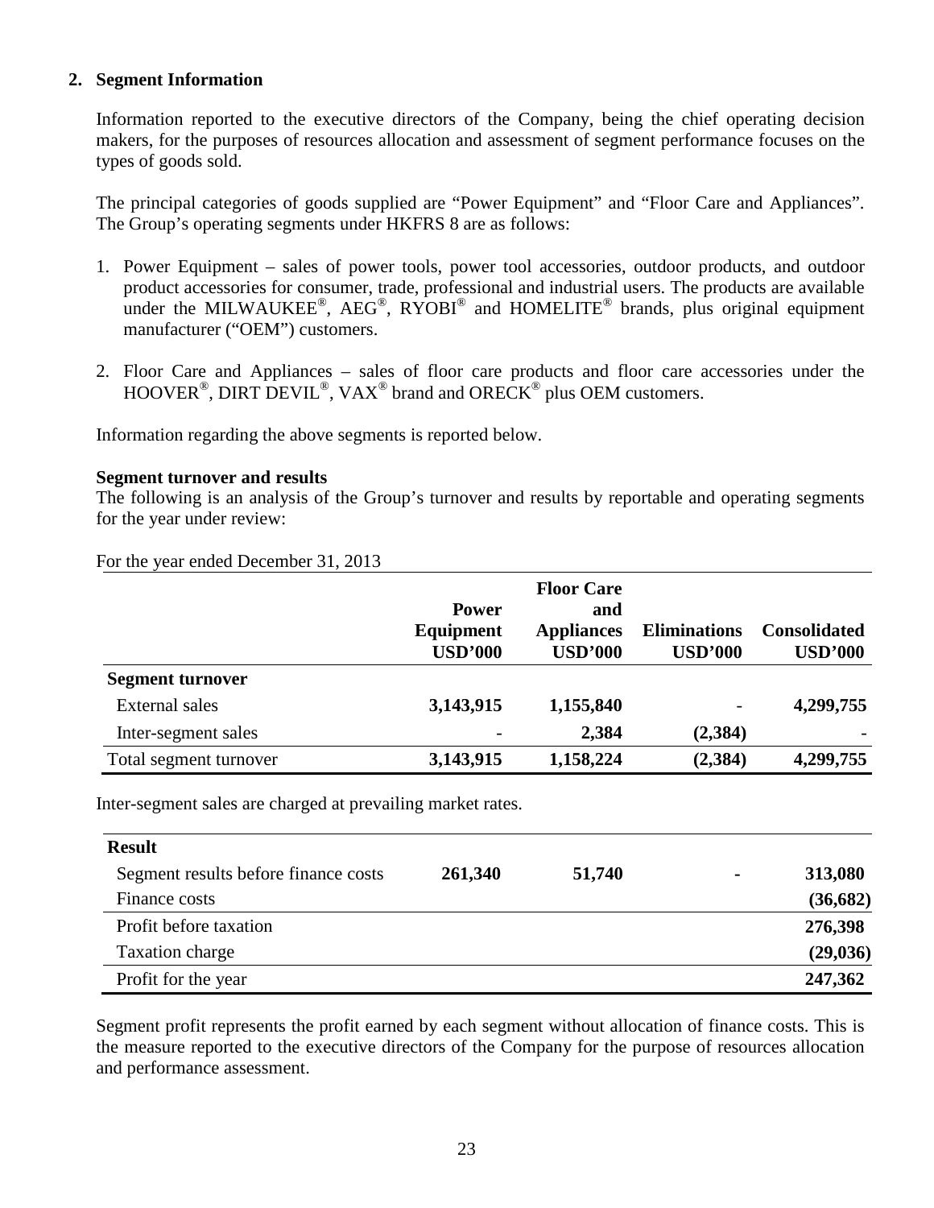## 2. Segment Information

Information reported to the executive directors of the Company, being the chief operating decision makers, for the purposes of resources allocation and assessment of segment performance focuses on the types of goods sold.

The principal categories of goods supplied are "Power Equipment" and "Floor Care and Appliances". The Group's operating segments under HKFRS 8 are as follows:

1. Power Equipment – sales of power tools, power tool accessories, outdoor products, and outdoor product accessories for consumer, trade, professional and industrial users. The products are available under the MILWAUKEE®, AEG®, RYOBI® and HOMELITE® brands, plus original equipment manufacturer ("OEM") customers.
2. Floor Care and Appliances – sales of floor care products and floor care accessories under the HOOVER®, DIRT DEVIL®, VAX® brand and ORECK® plus OEM customers.

Information regarding the above segments is reported below.

**Segment turnover and results**

The following is an analysis of the Group's turnover and results by reportable and operating segments for the year under review:

For the year ended December 31, 2013

| | Power Equipment USD'000 | Floor Care and Appliances USD'000 | Eliminations USD'000 | Consolidated USD'000 |
|---|---|---|---|---|
| **Segment turnover** | | | | |
| External sales | **3,143,915** | **1,155,840** | - | **4,299,755** |
| Inter-segment sales | - | **2,384** | **(2,384)** | - |
| Total segment turnover | **3,143,915** | **1,158,224** | **(2,384)** | **4,299,755** |

Inter-segment sales are charged at prevailing market rates.

| **Result** | | | | |
|---|---|---|---|---|
| Segment results before finance costs | **261,340** | **51,740** | **-** | **313,080** |
| Finance costs | | | | **(36,682)** |
| Profit before taxation | | | | **276,398** |
| Taxation charge | | | | **(29,036)** |
| Profit for the year | | | | **247,362** |

Segment profit represents the profit earned by each segment without allocation of finance costs. This is the measure reported to the executive directors of the Company for the purpose of resources allocation and performance assessment.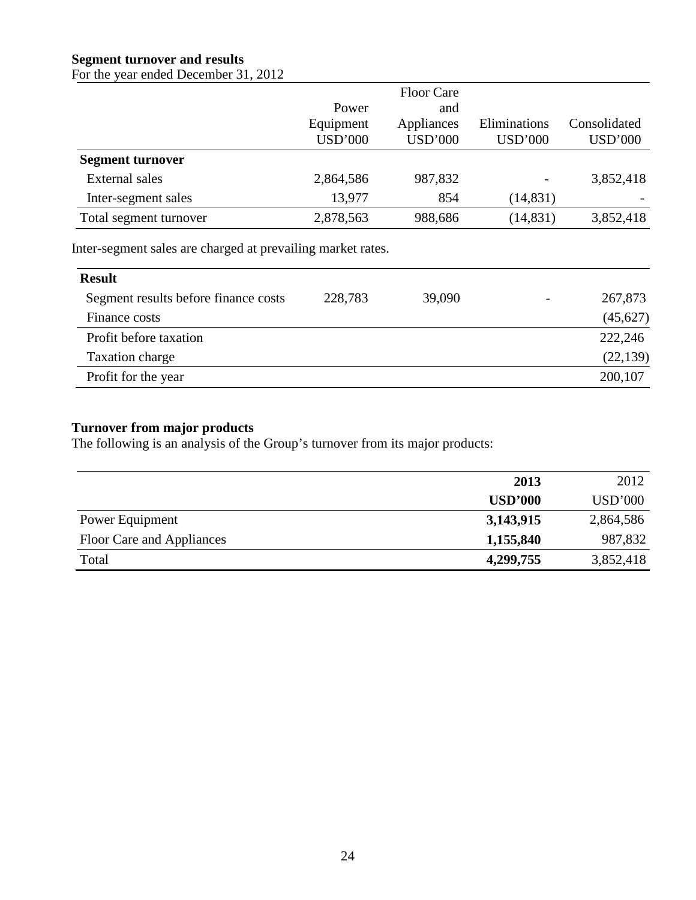**Segment turnover and results**

For the year ended December 31, 2012

| | Power Equipment USD'000 | Floor Care and Appliances USD'000 | Eliminations USD'000 | Consolidated USD'000 |
|---|---|---|---|---|
| **Segment turnover** | | | | |
| External sales | 2,864,586 | 987,832 | - | 3,852,418 |
| Inter-segment sales | 13,977 | 854 | (14,831) | - |
| Total segment turnover | 2,878,563 | 988,686 | (14,831) | 3,852,418 |

Inter-segment sales are charged at prevailing market rates.

| **Result** | | | | |
|---|---|---|---|---|
| Segment results before finance costs | 228,783 | 39,090 | - | 267,873 |
| Finance costs | | | | (45,627) |
| Profit before taxation | | | | 222,246 |
| Taxation charge | | | | (22,139) |
| Profit for the year | | | | 200,107 |

**Turnover from major products**

The following is an analysis of the Group's turnover from its major products:

| | **2013 USD'000** | 2012 USD'000 |
|---|---|---|
| Power Equipment | **3,143,915** | 2,864,586 |
| Floor Care and Appliances | **1,155,840** | 987,832 |
| Total | **4,299,755** | 3,852,418 |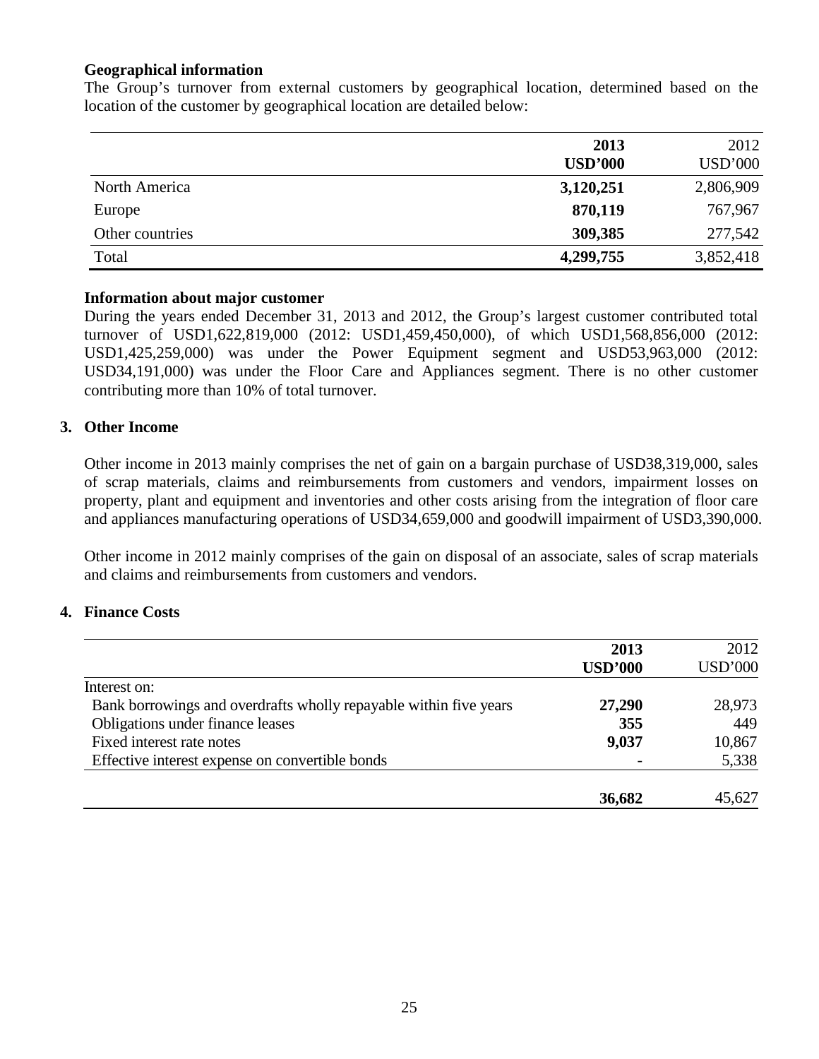**Geographical information**

The Group's turnover from external customers by geographical location, determined based on the location of the customer by geographical location are detailed below:

| | **2013** | 2012 |
|---|---|---|
| | **USD'000** | USD'000 |
| North America | **3,120,251** | 2,806,909 |
| Europe | **870,119** | 767,967 |
| Other countries | **309,385** | 277,542 |
| Total | **4,299,755** | 3,852,418 |

**Information about major customer**

During the years ended December 31, 2013 and 2012, the Group's largest customer contributed total turnover of USD1,622,819,000 (2012: USD1,459,450,000), of which USD1,568,856,000 (2012: USD1,425,259,000) was under the Power Equipment segment and USD53,963,000 (2012: USD34,191,000) was under the Floor Care and Appliances segment. There is no other customer contributing more than 10% of total turnover.

## 3. Other Income

Other income in 2013 mainly comprises the net of gain on a bargain purchase of USD38,319,000, sales of scrap materials, claims and reimbursements from customers and vendors, impairment losses on property, plant and equipment and inventories and other costs arising from the integration of floor care and appliances manufacturing operations of USD34,659,000 and goodwill impairment of USD3,390,000.

Other income in 2012 mainly comprises of the gain on disposal of an associate, sales of scrap materials and claims and reimbursements from customers and vendors.

## 4. Finance Costs

| | **2013** | 2012 |
|---|---|---|
| | **USD'000** | USD'000 |
| Interest on: | | |
| Bank borrowings and overdrafts wholly repayable within five years | **27,290** | 28,973 |
| Obligations under finance leases | **355** | 449 |
| Fixed interest rate notes | **9,037** | 10,867 |
| Effective interest expense on convertible bonds | - | 5,338 |
| | **36,682** | 45,627 |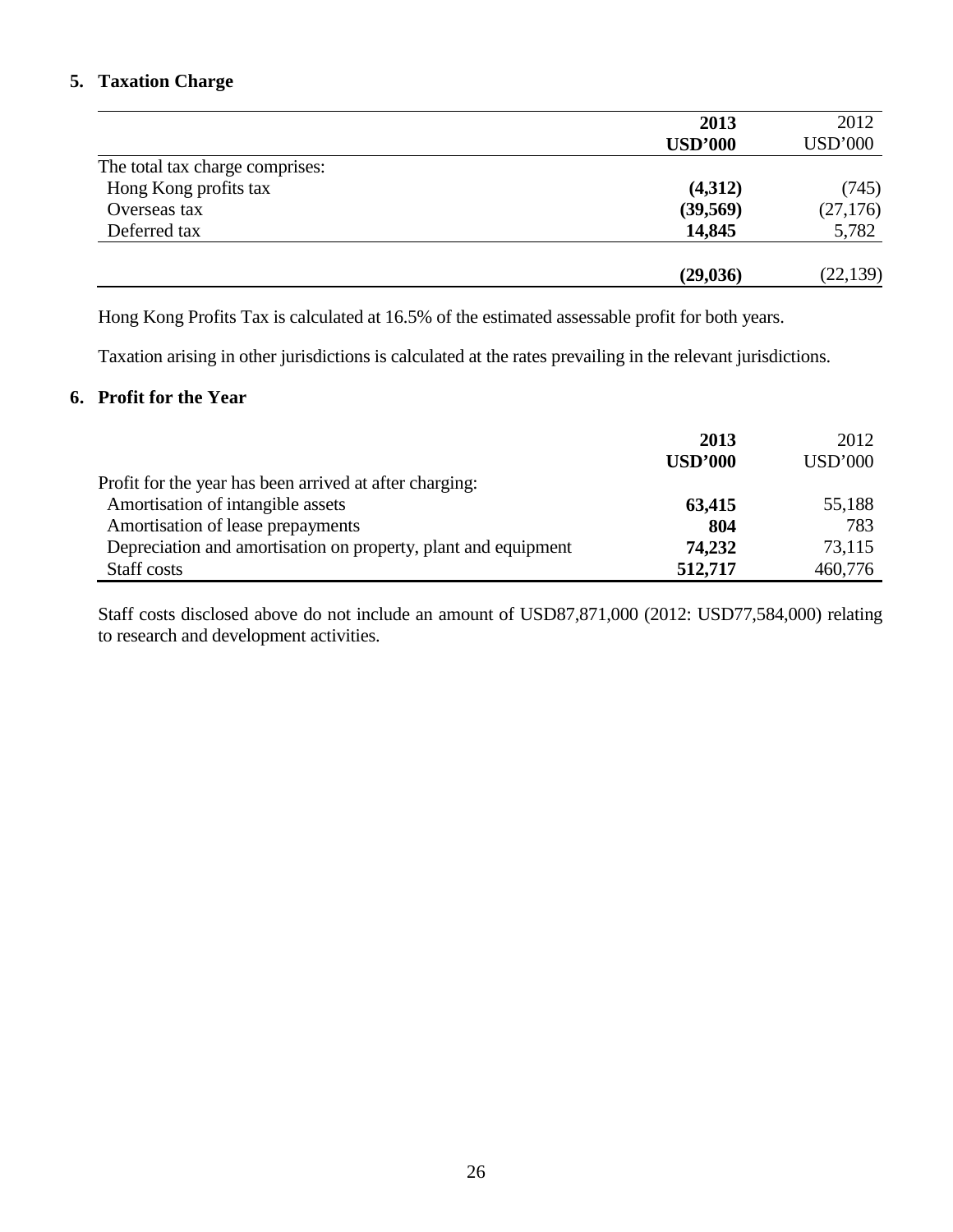## 5. Taxation Charge

| | **2013** | 2012 |
|---|---|---|
| | **USD'000** | USD'000 |
| The total tax charge comprises: | | |
| Hong Kong profits tax | **(4,312)** | (745) |
| Overseas tax | **(39,569)** | (27,176) |
| Deferred tax | **14,845** | 5,782 |
| | **(29,036)** | (22,139) |

Hong Kong Profits Tax is calculated at 16.5% of the estimated assessable profit for both years.

Taxation arising in other jurisdictions is calculated at the rates prevailing in the relevant jurisdictions.

## 6. Profit for the Year

| | **2013** | 2012 |
|---|---|---|
| | **USD'000** | USD'000 |
| Profit for the year has been arrived at after charging: | | |
| Amortisation of intangible assets | **63,415** | 55,188 |
| Amortisation of lease prepayments | **804** | 783 |
| Depreciation and amortisation on property, plant and equipment | **74,232** | 73,115 |
| Staff costs | **512,717** | 460,776 |

Staff costs disclosed above do not include an amount of USD87,871,000 (2012: USD77,584,000) relating to research and development activities.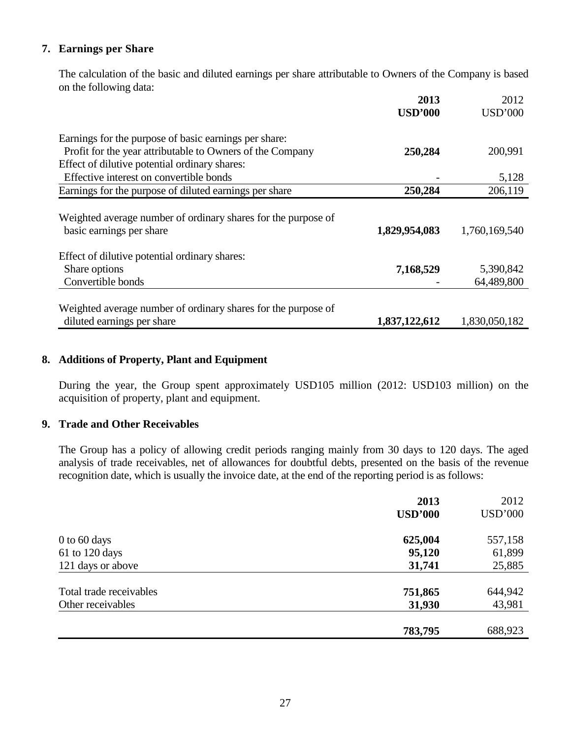## 7. Earnings per Share

The calculation of the basic and diluted earnings per share attributable to Owners of the Company is based on the following data:

| | **2013** | 2012 |
|---|---|---|
| | **USD'000** | USD'000 |
| Earnings for the purpose of basic earnings per share: | | |
| Profit for the year attributable to Owners of the Company | **250,284** | 200,991 |
| Effect of dilutive potential ordinary shares: | | |
| Effective interest on convertible bonds | - | 5,128 |
| Earnings for the purpose of diluted earnings per share | **250,284** | 206,119 |
| Weighted average number of ordinary shares for the purpose of basic earnings per share | **1,829,954,083** | 1,760,169,540 |
| Effect of dilutive potential ordinary shares: | | |
| Share options | **7,168,529** | 5,390,842 |
| Convertible bonds | - | 64,489,800 |
| Weighted average number of ordinary shares for the purpose of diluted earnings per share | **1,837,122,612** | 1,830,050,182 |

## 8. Additions of Property, Plant and Equipment

During the year, the Group spent approximately USD105 million (2012: USD103 million) on the acquisition of property, plant and equipment.

## 9. Trade and Other Receivables

The Group has a policy of allowing credit periods ranging mainly from 30 days to 120 days. The aged analysis of trade receivables, net of allowances for doubtful debts, presented on the basis of the revenue recognition date, which is usually the invoice date, at the end of the reporting period is as follows:

| | **2013** | 2012 |
|---|---|---|
| | **USD'000** | USD'000 |
| 0 to 60 days | **625,004** | 557,158 |
| 61 to 120 days | **95,120** | 61,899 |
| 121 days or above | **31,741** | 25,885 |
| Total trade receivables | **751,865** | 644,942 |
| Other receivables | **31,930** | 43,981 |
| | **783,795** | 688,923 |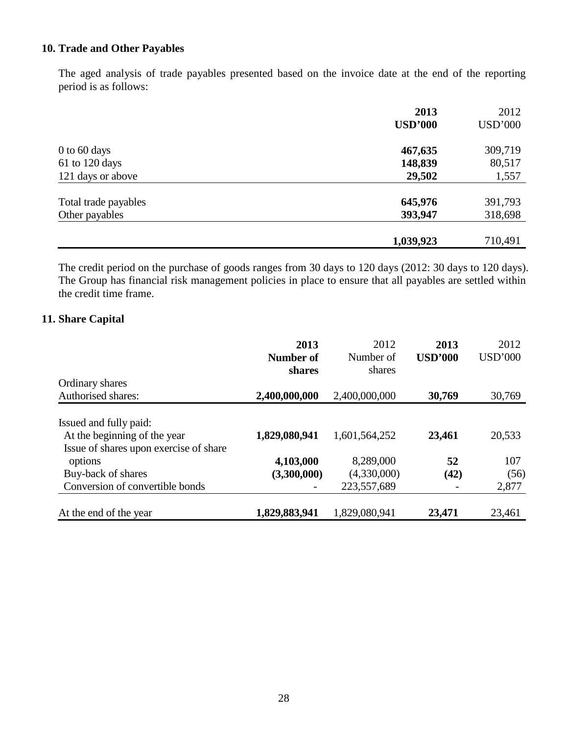## 10. Trade and Other Payables

The aged analysis of trade payables presented based on the invoice date at the end of the reporting period is as follows:

| | **2013** | 2012 |
|---|---|---|
| | **USD'000** | USD'000 |
| 0 to 60 days | **467,635** | 309,719 |
| 61 to 120 days | **148,839** | 80,517 |
| 121 days or above | **29,502** | 1,557 |
| Total trade payables | **645,976** | 391,793 |
| Other payables | **393,947** | 318,698 |
| | **1,039,923** | 710,491 |

The credit period on the purchase of goods ranges from 30 days to 120 days (2012: 30 days to 120 days). The Group has financial risk management policies in place to ensure that all payables are settled within the credit time frame.

## 11. Share Capital

| | **2013 Number of shares** | 2012 Number of shares | **2013 USD'000** | 2012 USD'000 |
|---|---|---|---|---|
| Ordinary shares | | | | |
| Authorised shares: | **2,400,000,000** | 2,400,000,000 | **30,769** | 30,769 |
| Issued and fully paid: | | | | |
| At the beginning of the year | **1,829,080,941** | 1,601,564,252 | **23,461** | 20,533 |
| Issue of shares upon exercise of share options | **4,103,000** | 8,289,000 | **52** | 107 |
| Buy-back of shares | **(3,300,000)** | (4,330,000) | **(42)** | (56) |
| Conversion of convertible bonds | - | 223,557,689 | - | 2,877 |
| At the end of the year | **1,829,883,941** | 1,829,080,941 | **23,471** | 23,461 |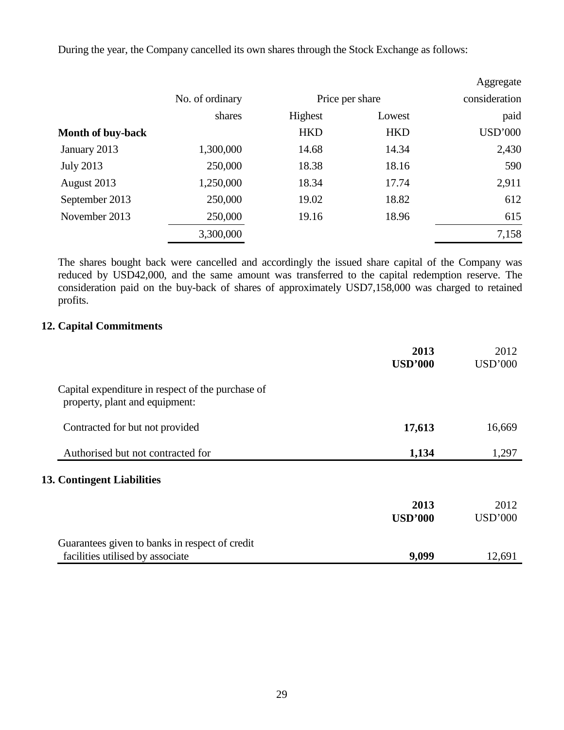During the year, the Company cancelled its own shares through the Stock Exchange as follows:

| Month of buy-back | No. of ordinary shares | Price per share Highest HKD | Price per share Lowest HKD | Aggregate consideration paid USD'000 |
|---|---|---|---|---|
| January 2013 | 1,300,000 | 14.68 | 14.34 | 2,430 |
| July 2013 | 250,000 | 18.38 | 18.16 | 590 |
| August 2013 | 1,250,000 | 18.34 | 17.74 | 2,911 |
| September 2013 | 250,000 | 19.02 | 18.82 | 612 |
| November 2013 | 250,000 | 19.16 | 18.96 | 615 |
| | 3,300,000 | | | 7,158 |

The shares bought back were cancelled and accordingly the issued share capital of the Company was reduced by USD42,000, and the same amount was transferred to the capital redemption reserve. The consideration paid on the buy-back of shares of approximately USD7,158,000 was charged to retained profits.

## 12. Capital Commitments

| | **2013 USD'000** | 2012 USD'000 |
|---|---|---|
| Capital expenditure in respect of the purchase of property, plant and equipment: | | |
| Contracted for but not provided | **17,613** | 16,669 |
| Authorised but not contracted for | **1,134** | 1,297 |

## 13. Contingent Liabilities

| | **2013 USD'000** | 2012 USD'000 |
|---|---|---|
| Guarantees given to banks in respect of credit facilities utilised by associate | **9,099** | 12,691 |